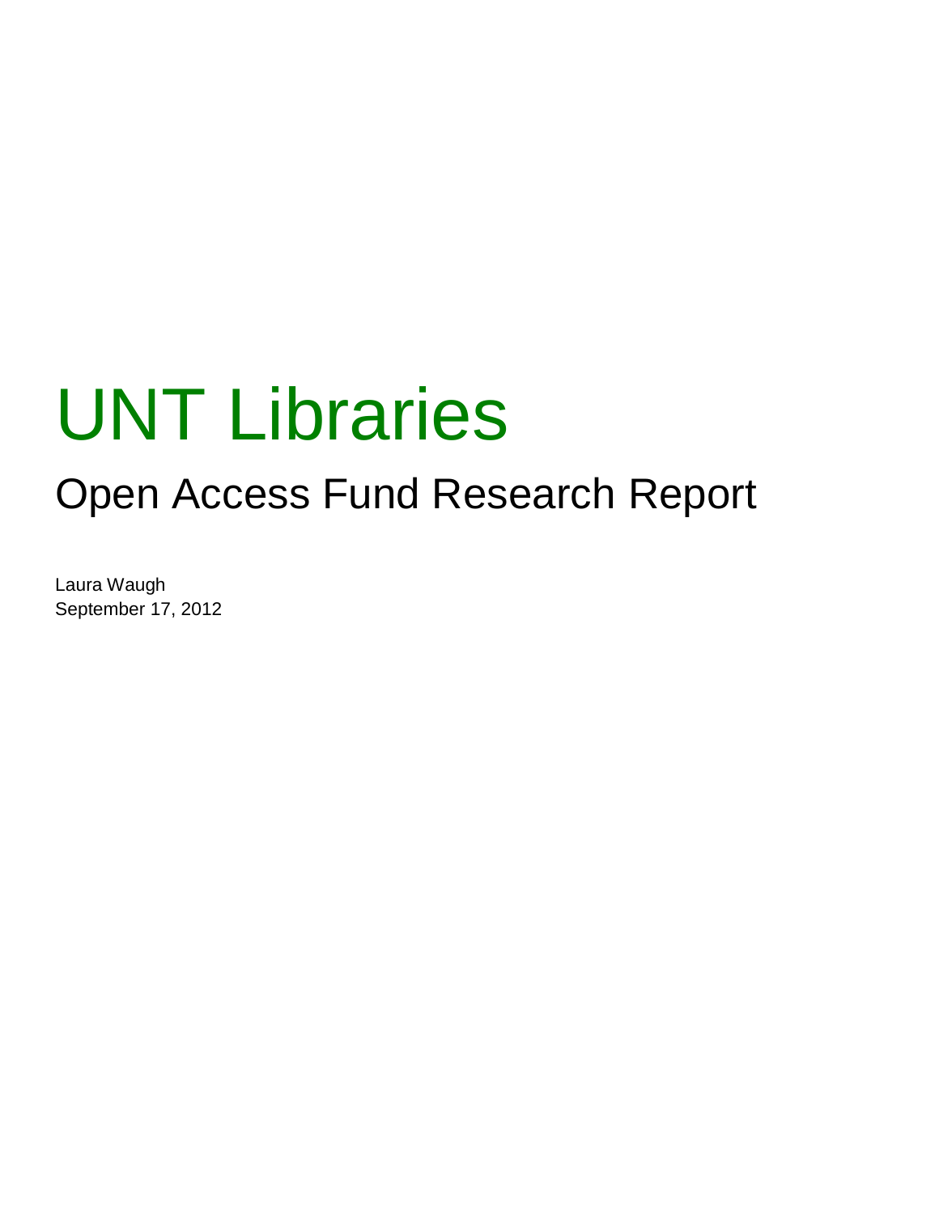# UNT Libraries

## Open Access Fund Research Report

Laura Waugh
September 17, 2012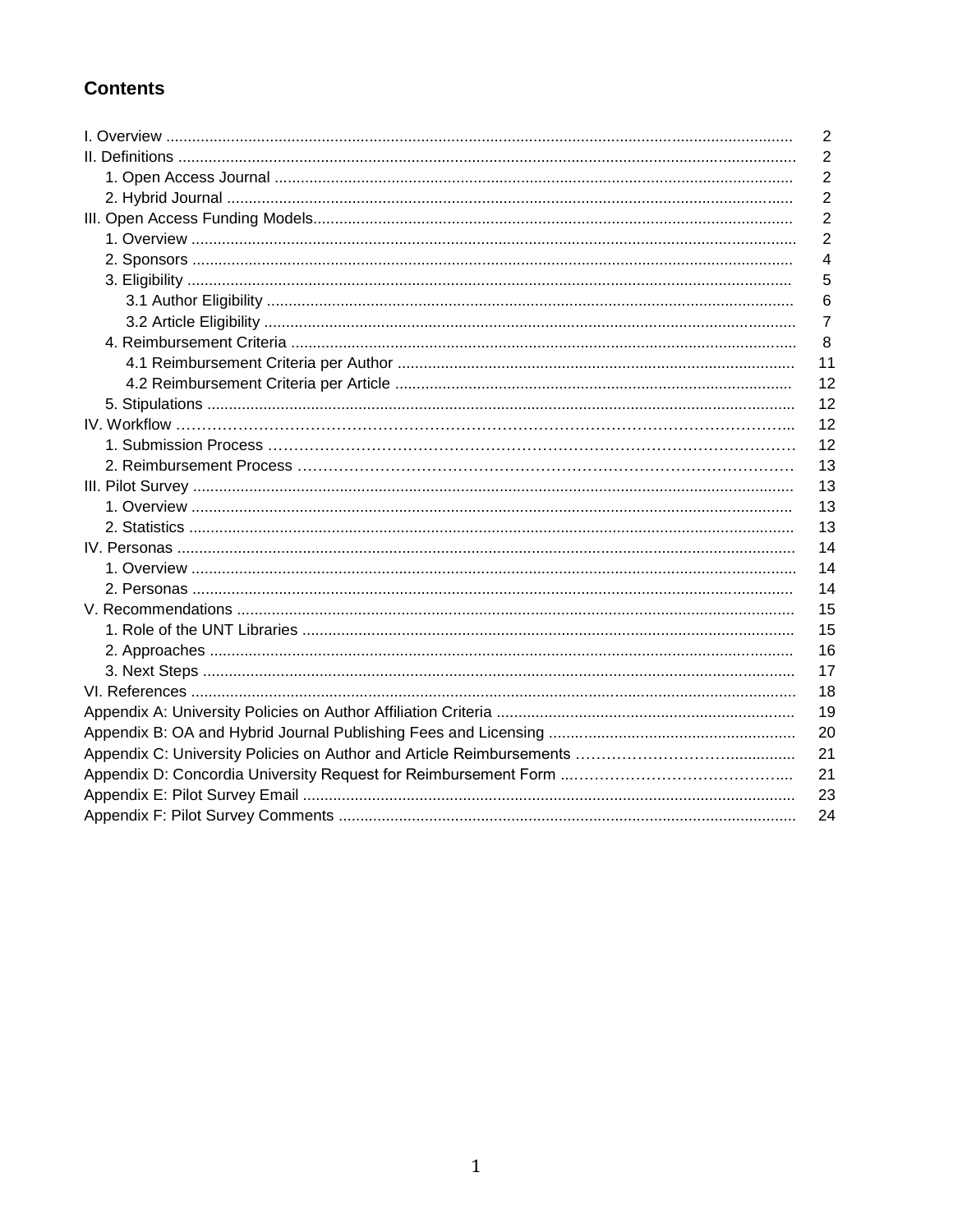## Contents

| | |
|---|---|
| I. Overview | 2 |
| II. Definitions | 2 |
| 1. Open Access Journal | 2 |
| 2. Hybrid Journal | 2 |
| III. Open Access Funding Models | 2 |
| 1. Overview | 2 |
| 2. Sponsors | 4 |
| 3. Eligibility | 5 |
| 3.1 Author Eligibility | 6 |
| 3.2 Article Eligibility | 7 |
| 4. Reimbursement Criteria | 8 |
| 4.1 Reimbursement Criteria per Author | 11 |
| 4.2 Reimbursement Criteria per Article | 12 |
| 5. Stipulations | 12 |
| IV. Workflow | 12 |
| 1. Submission Process | 12 |
| 2. Reimbursement Process | 13 |
| III. Pilot Survey | 13 |
| 1. Overview | 13 |
| 2. Statistics | 13 |
| IV. Personas | 14 |
| 1. Overview | 14 |
| 2. Personas | 14 |
| V. Recommendations | 15 |
| 1. Role of the UNT Libraries | 15 |
| 2. Approaches | 16 |
| 3. Next Steps | 17 |
| VI. References | 18 |
| Appendix A: University Policies on Author Affiliation Criteria | 19 |
| Appendix B: OA and Hybrid Journal Publishing Fees and Licensing | 20 |
| Appendix C: University Policies on Author and Article Reimbursements | 21 |
| Appendix D: Concordia University Request for Reimbursement Form | 21 |
| Appendix E: Pilot Survey Email | 23 |
| Appendix F: Pilot Survey Comments | 24 |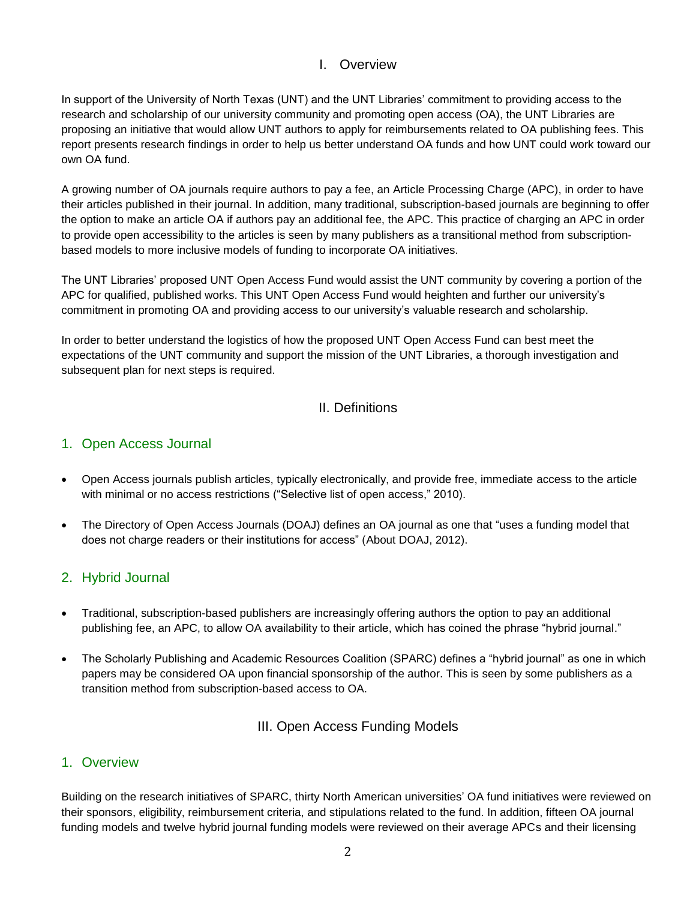## I. Overview

In support of the University of North Texas (UNT) and the UNT Libraries' commitment to providing access to the research and scholarship of our university community and promoting open access (OA), the UNT Libraries are proposing an initiative that would allow UNT authors to apply for reimbursements related to OA publishing fees. This report presents research findings in order to help us better understand OA funds and how UNT could work toward our own OA fund.

A growing number of OA journals require authors to pay a fee, an Article Processing Charge (APC), in order to have their articles published in their journal. In addition, many traditional, subscription-based journals are beginning to offer the option to make an article OA if authors pay an additional fee, the APC. This practice of charging an APC in order to provide open accessibility to the articles is seen by many publishers as a transitional method from subscription-based models to more inclusive models of funding to incorporate OA initiatives.

The UNT Libraries' proposed UNT Open Access Fund would assist the UNT community by covering a portion of the APC for qualified, published works. This UNT Open Access Fund would heighten and further our university's commitment in promoting OA and providing access to our university's valuable research and scholarship.

In order to better understand the logistics of how the proposed UNT Open Access Fund can best meet the expectations of the UNT community and support the mission of the UNT Libraries, a thorough investigation and subsequent plan for next steps is required.

## II. Definitions

### 1. Open Access Journal

- Open Access journals publish articles, typically electronically, and provide free, immediate access to the article with minimal or no access restrictions ("Selective list of open access," 2010).
- The Directory of Open Access Journals (DOAJ) defines an OA journal as one that "uses a funding model that does not charge readers or their institutions for access" (About DOAJ, 2012).

### 2. Hybrid Journal

- Traditional, subscription-based publishers are increasingly offering authors the option to pay an additional publishing fee, an APC, to allow OA availability to their article, which has coined the phrase "hybrid journal."
- The Scholarly Publishing and Academic Resources Coalition (SPARC) defines a "hybrid journal" as one in which papers may be considered OA upon financial sponsorship of the author. This is seen by some publishers as a transition method from subscription-based access to OA.

## III. Open Access Funding Models

### 1. Overview

Building on the research initiatives of SPARC, thirty North American universities' OA fund initiatives were reviewed on their sponsors, eligibility, reimbursement criteria, and stipulations related to the fund. In addition, fifteen OA journal funding models and twelve hybrid journal funding models were reviewed on their average APCs and their licensing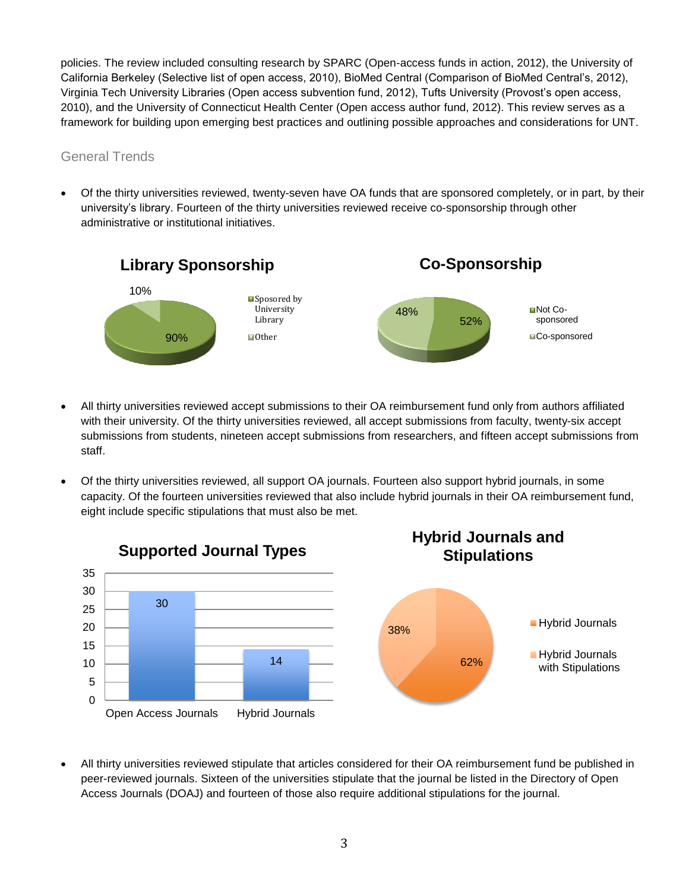policies. The review included consulting research by SPARC (Open-access funds in action, 2012), the University of California Berkeley (Selective list of open access, 2010), BioMed Central (Comparison of BioMed Central's, 2012), Virginia Tech University Libraries (Open access subvention fund, 2012), Tufts University (Provost's open access, 2010), and the University of Connecticut Health Center (Open access author fund, 2012). This review serves as a framework for building upon emerging best practices and outlining possible approaches and considerations for UNT.

## General Trends

- Of the thirty universities reviewed, twenty-seven have OA funds that are sponsored completely, or in part, by their university's library. Fourteen of the thirty universities reviewed receive co-sponsorship through other administrative or institutional initiatives.

**Library Sponsorship**

| Category | Percentage |
|---|---|
| Sposored by University Library | 90% |
| Other | 10% |

**Co-Sponsorship**

| Category | Percentage |
|---|---|
| Not Co-sponsored | 52% |
| Co-sponsored | 48% |

- All thirty universities reviewed accept submissions to their OA reimbursement fund only from authors affiliated with their university. Of the thirty universities reviewed, all accept submissions from faculty, twenty-six accept submissions from students, nineteen accept submissions from researchers, and fifteen accept submissions from staff.

- Of the thirty universities reviewed, all support OA journals. Fourteen also support hybrid journals, in some capacity. Of the fourteen universities reviewed that also include hybrid journals in their OA reimbursement fund, eight include specific stipulations that must also be met.

**Supported Journal Types**

| Journal Type | Count |
|---|---|
| Open Access Journals | 30 |
| Hybrid Journals | 14 |

**Hybrid Journals and Stipulations**

| Category | Percentage |
|---|---|
| Hybrid Journals | 38% |
| Hybrid Journals with Stipulations | 62% |

- All thirty universities reviewed stipulate that articles considered for their OA reimbursement fund be published in peer-reviewed journals. Sixteen of the universities stipulate that the journal be listed in the Directory of Open Access Journals (DOAJ) and fourteen of those also require additional stipulations for the journal.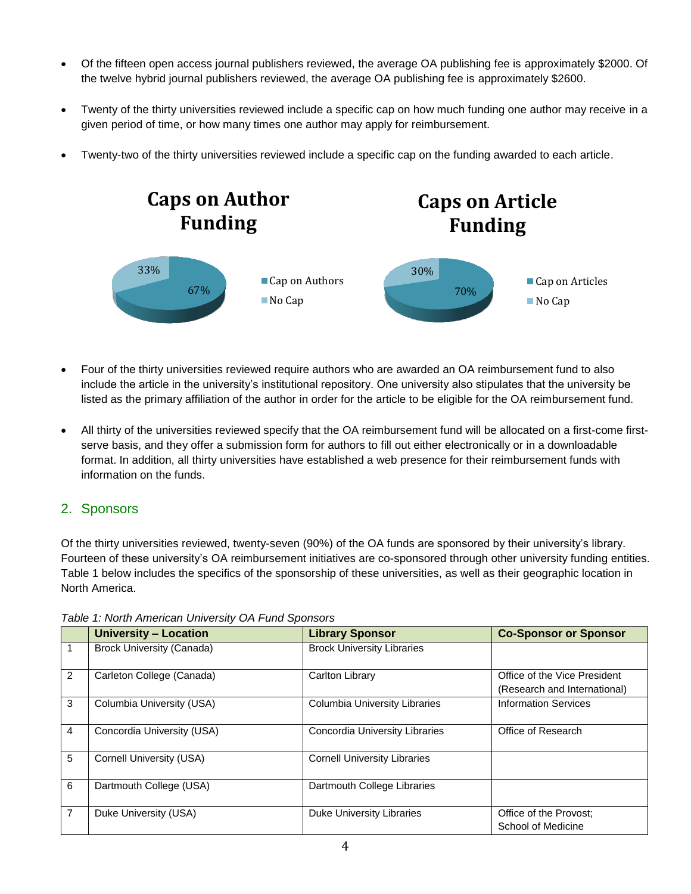- Of the fifteen open access journal publishers reviewed, the average OA publishing fee is approximately $2000. Of the twelve hybrid journal publishers reviewed, the average OA publishing fee is approximately $2600.

- Twenty of the thirty universities reviewed include a specific cap on how much funding one author may receive in a given period of time, or how many times one author may apply for reimbursement.

- Twenty-two of the thirty universities reviewed include a specific cap on the funding awarded to each article.

**Caps on Author Funding**

- Cap on Authors: 67%
- No Cap: 33%

**Caps on Article Funding**

- Cap on Articles: 70%
- No Cap: 30%

- Four of the thirty universities reviewed require authors who are awarded an OA reimbursement fund to also include the article in the university's institutional repository. One university also stipulates that the university be listed as the primary affiliation of the author in order for the article to be eligible for the OA reimbursement fund.

- All thirty of the universities reviewed specify that the OA reimbursement fund will be allocated on a first-come first-serve basis, and they offer a submission form for authors to fill out either electronically or in a downloadable format. In addition, all thirty universities have established a web presence for their reimbursement funds with information on the funds.

## 2. Sponsors

Of the thirty universities reviewed, twenty-seven (90%) of the OA funds are sponsored by their university's library. Fourteen of these university's OA reimbursement initiatives are co-sponsored through other university funding entities. Table 1 below includes the specifics of the sponsorship of these universities, as well as their geographic location in North America.

*Table 1: North American University OA Fund Sponsors*

| | University – Location | Library Sponsor | Co-Sponsor or Sponsor |
|---|---|---|---|
| 1 | Brock University (Canada) | Brock University Libraries | |
| 2 | Carleton College (Canada) | Carlton Library | Office of the Vice President (Research and International) |
| 3 | Columbia University (USA) | Columbia University Libraries | Information Services |
| 4 | Concordia University (USA) | Concordia University Libraries | Office of Research |
| 5 | Cornell University (USA) | Cornell University Libraries | |
| 6 | Dartmouth College (USA) | Dartmouth College Libraries | |
| 7 | Duke University (USA) | Duke University Libraries | Office of the Provost; School of Medicine |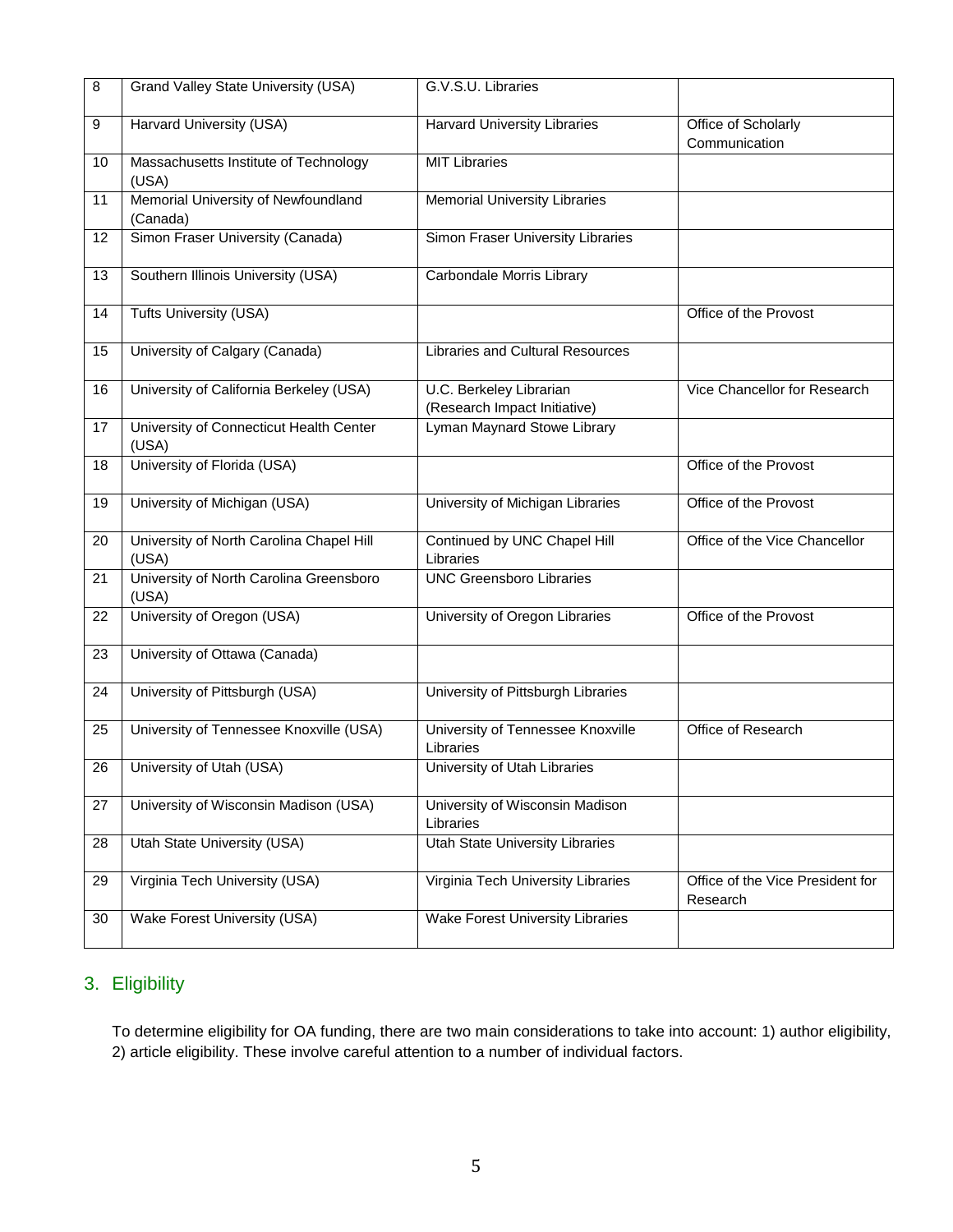| 8 | Grand Valley State University (USA) | G.V.S.U. Libraries | |
|---|---|---|---|
| 9 | Harvard University (USA) | Harvard University Libraries | Office of Scholarly Communication |
| 10 | Massachusetts Institute of Technology (USA) | MIT Libraries | |
| 11 | Memorial University of Newfoundland (Canada) | Memorial University Libraries | |
| 12 | Simon Fraser University (Canada) | Simon Fraser University Libraries | |
| 13 | Southern Illinois University (USA) | Carbondale Morris Library | |
| 14 | Tufts University (USA) | | Office of the Provost |
| 15 | University of Calgary (Canada) | Libraries and Cultural Resources | |
| 16 | University of California Berkeley (USA) | U.C. Berkeley Librarian (Research Impact Initiative) | Vice Chancellor for Research |
| 17 | University of Connecticut Health Center (USA) | Lyman Maynard Stowe Library | |
| 18 | University of Florida (USA) | | Office of the Provost |
| 19 | University of Michigan (USA) | University of Michigan Libraries | Office of the Provost |
| 20 | University of North Carolina Chapel Hill (USA) | Continued by UNC Chapel Hill Libraries | Office of the Vice Chancellor |
| 21 | University of North Carolina Greensboro (USA) | UNC Greensboro Libraries | |
| 22 | University of Oregon (USA) | University of Oregon Libraries | Office of the Provost |
| 23 | University of Ottawa (Canada) | | |
| 24 | University of Pittsburgh (USA) | University of Pittsburgh Libraries | |
| 25 | University of Tennessee Knoxville (USA) | University of Tennessee Knoxville Libraries | Office of Research |
| 26 | University of Utah (USA) | University of Utah Libraries | |
| 27 | University of Wisconsin Madison (USA) | University of Wisconsin Madison Libraries | |
| 28 | Utah State University (USA) | Utah State University Libraries | |
| 29 | Virginia Tech University (USA) | Virginia Tech University Libraries | Office of the Vice President for Research |
| 30 | Wake Forest University (USA) | Wake Forest University Libraries | |

## 3. Eligibility

To determine eligibility for OA funding, there are two main considerations to take into account: 1) author eligibility, 2) article eligibility. These involve careful attention to a number of individual factors.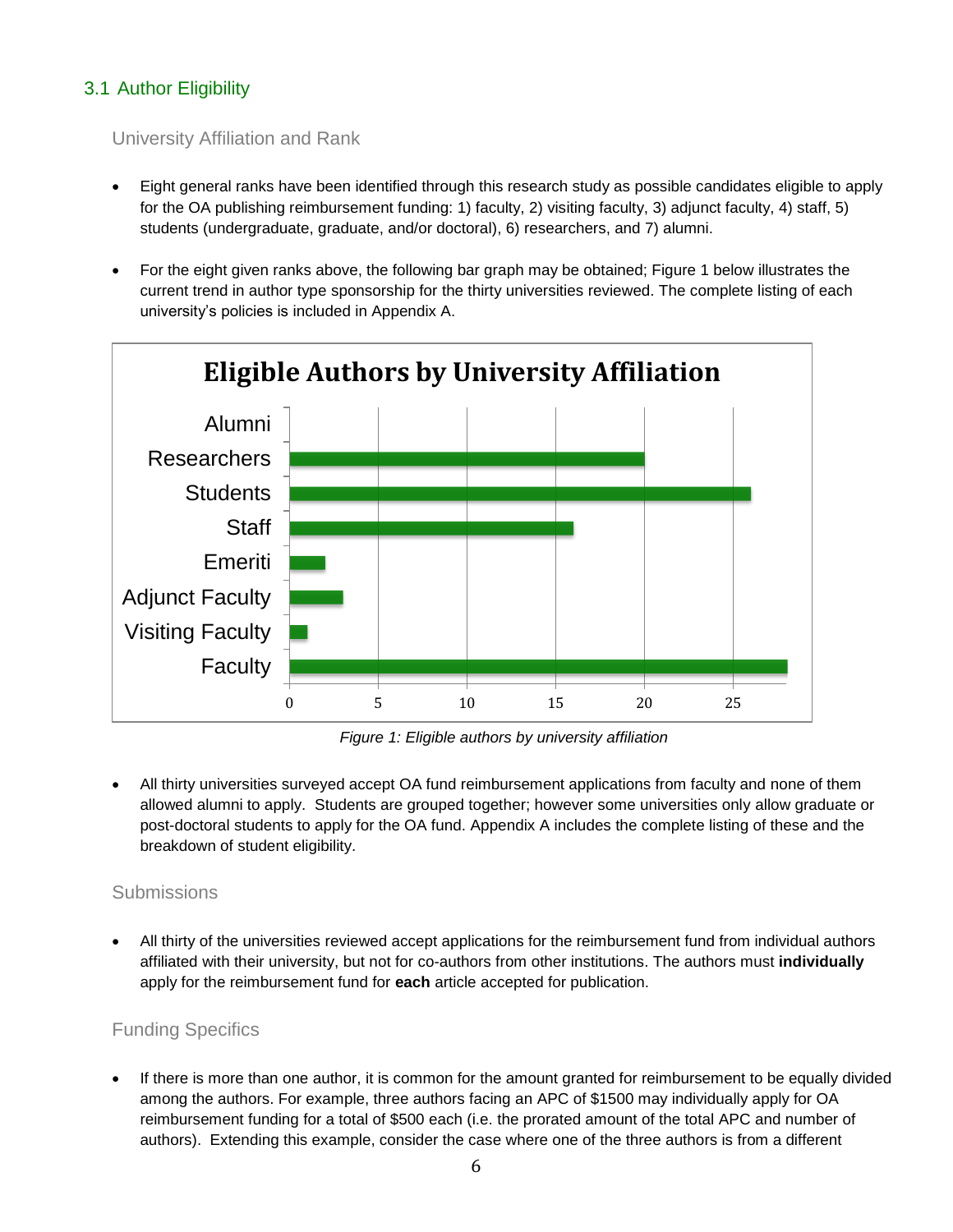## 3.1 Author Eligibility

### University Affiliation and Rank

- Eight general ranks have been identified through this research study as possible candidates eligible to apply for the OA publishing reimbursement funding: 1) faculty, 2) visiting faculty, 3) adjunct faculty, 4) staff, 5) students (undergraduate, graduate, and/or doctoral), 6) researchers, and 7) alumni.
- For the eight given ranks above, the following bar graph may be obtained; Figure 1 below illustrates the current trend in author type sponsorship for the thirty universities reviewed. The complete listing of each university's policies is included in Appendix A.

*Figure 1: Eligible authors by university affiliation*

- All thirty universities surveyed accept OA fund reimbursement applications from faculty and none of them allowed alumni to apply. Students are grouped together; however some universities only allow graduate or post-doctoral students to apply for the OA fund. Appendix A includes the complete listing of these and the breakdown of student eligibility.

### Submissions

- All thirty of the universities reviewed accept applications for the reimbursement fund from individual authors affiliated with their university, but not for co-authors from other institutions. The authors must **individually** apply for the reimbursement fund for **each** article accepted for publication.

### Funding Specifics

- If there is more than one author, it is common for the amount granted for reimbursement to be equally divided among the authors. For example, three authors facing an APC of $1500 may individually apply for OA reimbursement funding for a total of $500 each (i.e. the prorated amount of the total APC and number of authors). Extending this example, consider the case where one of the three authors is from a different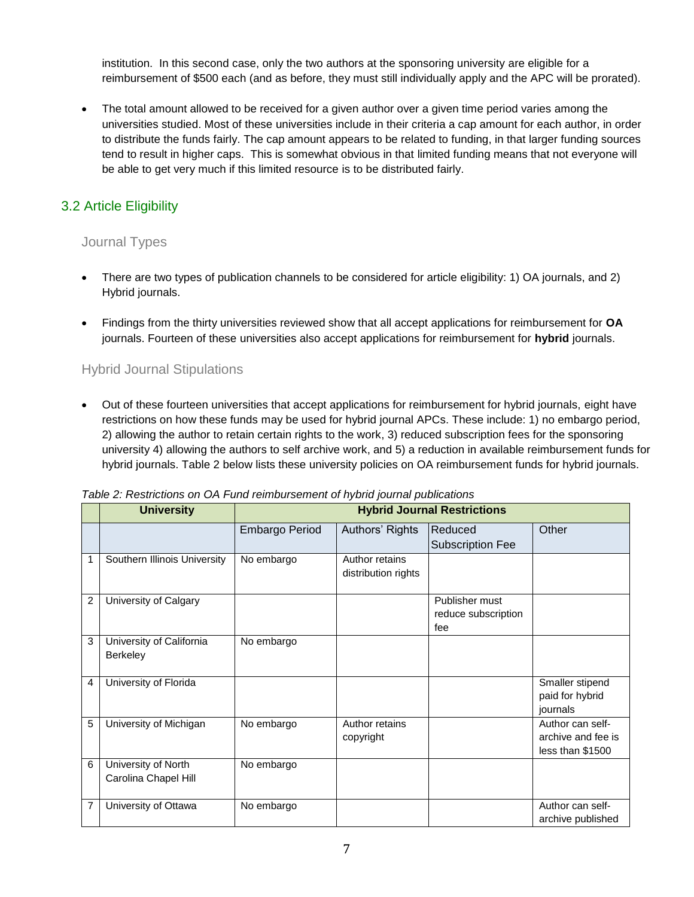institution. In this second case, only the two authors at the sponsoring university are eligible for a reimbursement of $500 each (and as before, they must still individually apply and the APC will be prorated).

- The total amount allowed to be received for a given author over a given time period varies among the universities studied. Most of these universities include in their criteria a cap amount for each author, in order to distribute the funds fairly. The cap amount appears to be related to funding, in that larger funding sources tend to result in higher caps. This is somewhat obvious in that limited funding means that not everyone will be able to get very much if this limited resource is to be distributed fairly.

## 3.2 Article Eligibility

### Journal Types

- There are two types of publication channels to be considered for article eligibility: 1) OA journals, and 2) Hybrid journals.

- Findings from the thirty universities reviewed show that all accept applications for reimbursement for **OA** journals. Fourteen of these universities also accept applications for reimbursement for **hybrid** journals.

### Hybrid Journal Stipulations

- Out of these fourteen universities that accept applications for reimbursement for hybrid journals, eight have restrictions on how these funds may be used for hybrid journal APCs. These include: 1) no embargo period, 2) allowing the author to retain certain rights to the work, 3) reduced subscription fees for the sponsoring university 4) allowing the authors to self archive work, and 5) a reduction in available reimbursement funds for hybrid journals. Table 2 below lists these university policies on OA reimbursement funds for hybrid journals.

*Table 2: Restrictions on OA Fund reimbursement of hybrid journal publications*

| | University | Hybrid Journal Restrictions | | | |
|---|---|---|---|---|---|
| | | Embargo Period | Authors' Rights | Reduced Subscription Fee | Other |
| 1 | Southern Illinois University | No embargo | Author retains distribution rights | | |
| 2 | University of Calgary | | | Publisher must reduce subscription fee | |
| 3 | University of California Berkeley | No embargo | | | |
| 4 | University of Florida | | | | Smaller stipend paid for hybrid journals |
| 5 | University of Michigan | No embargo | Author retains copyright | | Author can self-archive and fee is less than $1500 |
| 6 | University of North Carolina Chapel Hill | No embargo | | | |
| 7 | University of Ottawa | No embargo | | | Author can self-archive published |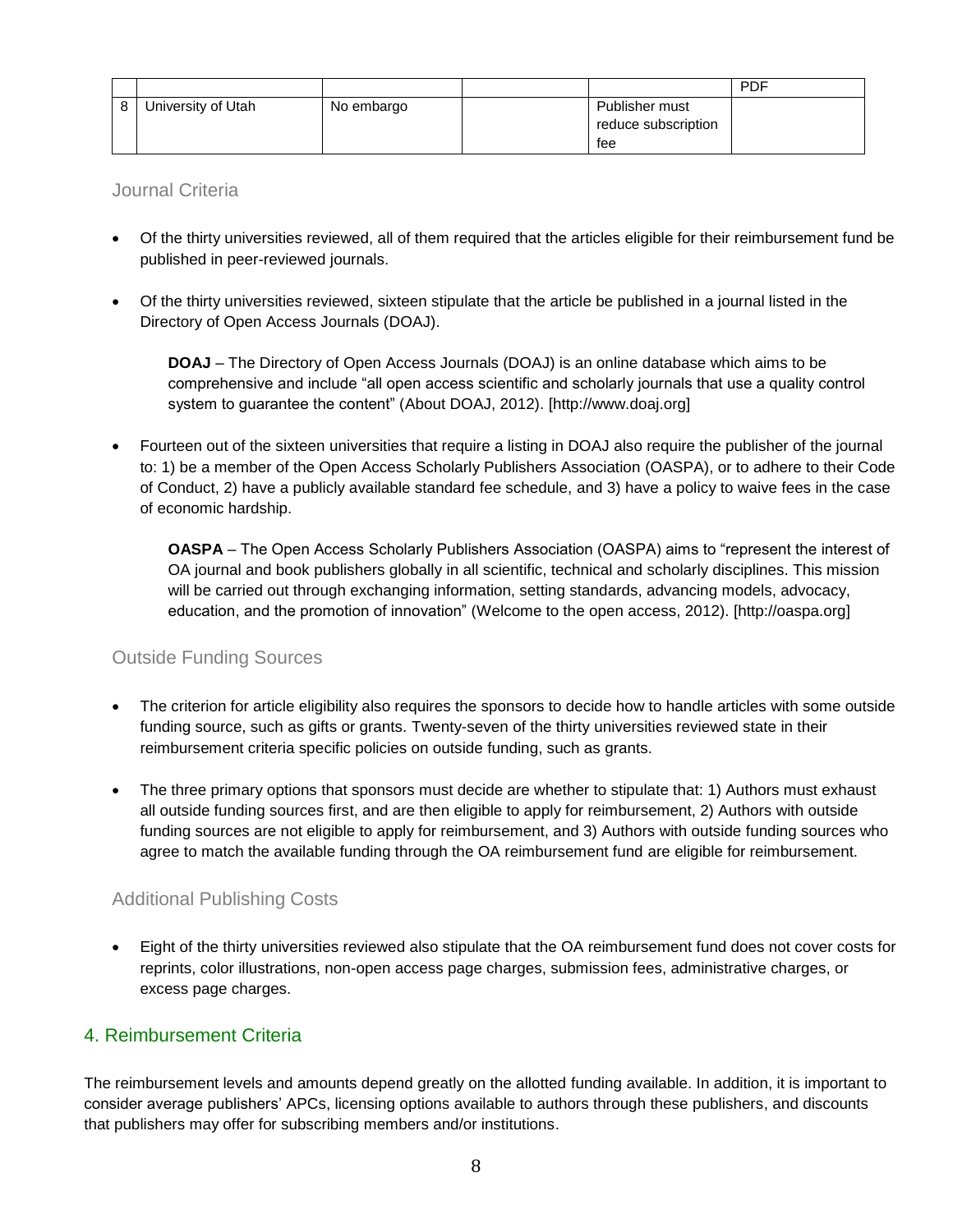| | | | | | PDF |
|---|---|---|---|---|---|
| 8 | University of Utah | No embargo | | Publisher must reduce subscription fee | |

### Journal Criteria

- Of the thirty universities reviewed, all of them required that the articles eligible for their reimbursement fund be published in peer-reviewed journals.

- Of the thirty universities reviewed, sixteen stipulate that the article be published in a journal listed in the Directory of Open Access Journals (DOAJ).

  **DOAJ** – The Directory of Open Access Journals (DOAJ) is an online database which aims to be comprehensive and include "all open access scientific and scholarly journals that use a quality control system to guarantee the content" (About DOAJ, 2012). [http://www.doaj.org]

- Fourteen out of the sixteen universities that require a listing in DOAJ also require the publisher of the journal to: 1) be a member of the Open Access Scholarly Publishers Association (OASPA), or to adhere to their Code of Conduct, 2) have a publicly available standard fee schedule, and 3) have a policy to waive fees in the case of economic hardship.

  **OASPA** – The Open Access Scholarly Publishers Association (OASPA) aims to "represent the interest of OA journal and book publishers globally in all scientific, technical and scholarly disciplines. This mission will be carried out through exchanging information, setting standards, advancing models, advocacy, education, and the promotion of innovation" (Welcome to the open access, 2012). [http://oaspa.org]

### Outside Funding Sources

- The criterion for article eligibility also requires the sponsors to decide how to handle articles with some outside funding source, such as gifts or grants. Twenty-seven of the thirty universities reviewed state in their reimbursement criteria specific policies on outside funding, such as grants.

- The three primary options that sponsors must decide are whether to stipulate that: 1) Authors must exhaust all outside funding sources first, and are then eligible to apply for reimbursement, 2) Authors with outside funding sources are not eligible to apply for reimbursement, and 3) Authors with outside funding sources who agree to match the available funding through the OA reimbursement fund are eligible for reimbursement.

### Additional Publishing Costs

- Eight of the thirty universities reviewed also stipulate that the OA reimbursement fund does not cover costs for reprints, color illustrations, non-open access page charges, submission fees, administrative charges, or excess page charges.

## 4. Reimbursement Criteria

The reimbursement levels and amounts depend greatly on the allotted funding available. In addition, it is important to consider average publishers' APCs, licensing options available to authors through these publishers, and discounts that publishers may offer for subscribing members and/or institutions.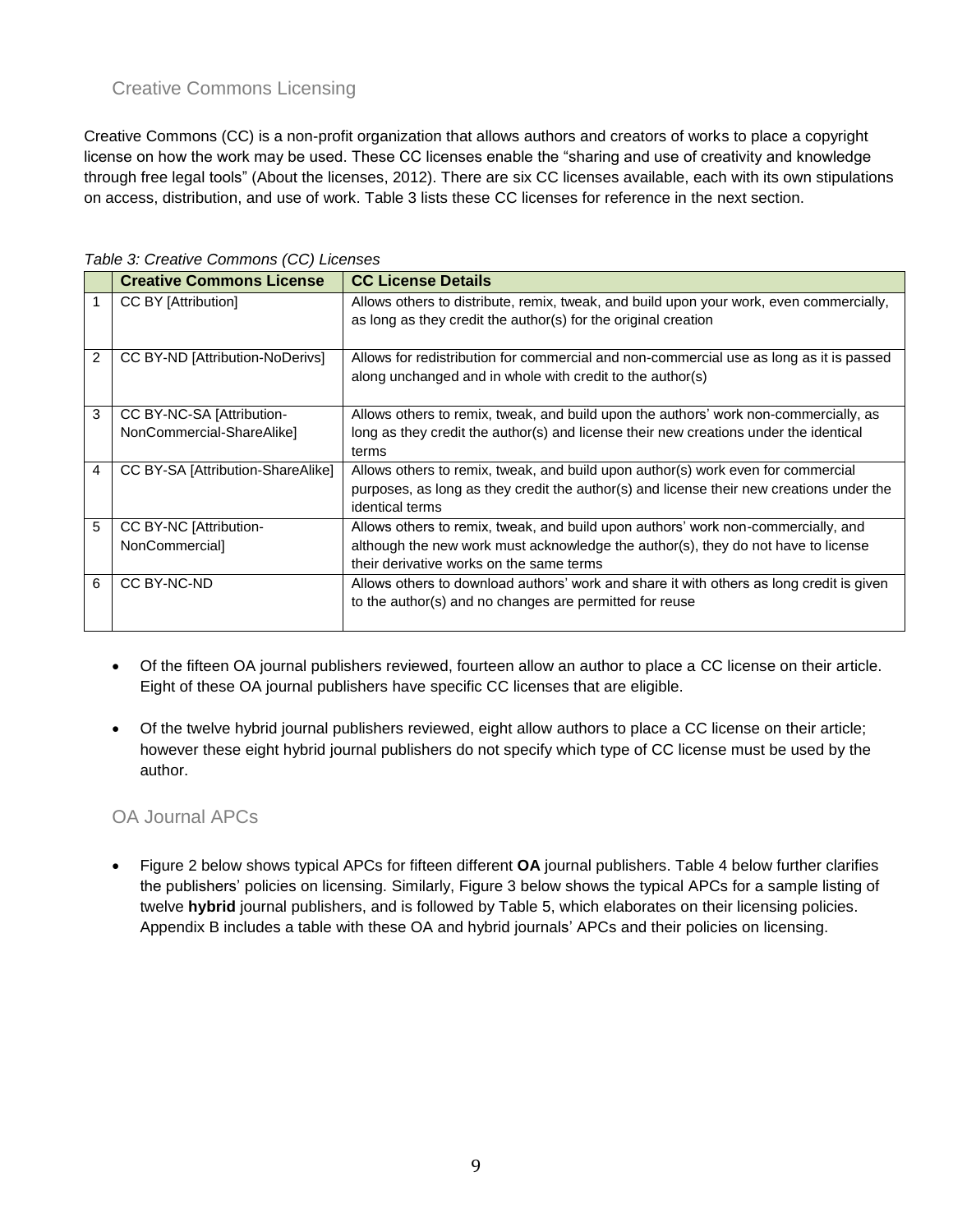## Creative Commons Licensing

Creative Commons (CC) is a non-profit organization that allows authors and creators of works to place a copyright license on how the work may be used. These CC licenses enable the "sharing and use of creativity and knowledge through free legal tools" (About the licenses, 2012). There are six CC licenses available, each with its own stipulations on access, distribution, and use of work. Table 3 lists these CC licenses for reference in the next section.

*Table 3: Creative Commons (CC) Licenses*

| | Creative Commons License | CC License Details |
|---|---|---|
| 1 | CC BY [Attribution] | Allows others to distribute, remix, tweak, and build upon your work, even commercially, as long as they credit the author(s) for the original creation |
| 2 | CC BY-ND [Attribution-NoDerivs] | Allows for redistribution for commercial and non-commercial use as long as it is passed along unchanged and in whole with credit to the author(s) |
| 3 | CC BY-NC-SA [Attribution-NonCommercial-ShareAlike] | Allows others to remix, tweak, and build upon the authors' work non-commercially, as long as they credit the author(s) and license their new creations under the identical terms |
| 4 | CC BY-SA [Attribution-ShareAlike] | Allows others to remix, tweak, and build upon author(s) work even for commercial purposes, as long as they credit the author(s) and license their new creations under the identical terms |
| 5 | CC BY-NC [Attribution-NonCommercial] | Allows others to remix, tweak, and build upon authors' work non-commercially, and although the new work must acknowledge the author(s), they do not have to license their derivative works on the same terms |
| 6 | CC BY-NC-ND | Allows others to download authors' work and share it with others as long credit is given to the author(s) and no changes are permitted for reuse |

- Of the fifteen OA journal publishers reviewed, fourteen allow an author to place a CC license on their article. Eight of these OA journal publishers have specific CC licenses that are eligible.
- Of the twelve hybrid journal publishers reviewed, eight allow authors to place a CC license on their article; however these eight hybrid journal publishers do not specify which type of CC license must be used by the author.

## OA Journal APCs

- Figure 2 below shows typical APCs for fifteen different **OA** journal publishers. Table 4 below further clarifies the publishers' policies on licensing. Similarly, Figure 3 below shows the typical APCs for a sample listing of twelve **hybrid** journal publishers, and is followed by Table 5, which elaborates on their licensing policies. Appendix B includes a table with these OA and hybrid journals' APCs and their policies on licensing.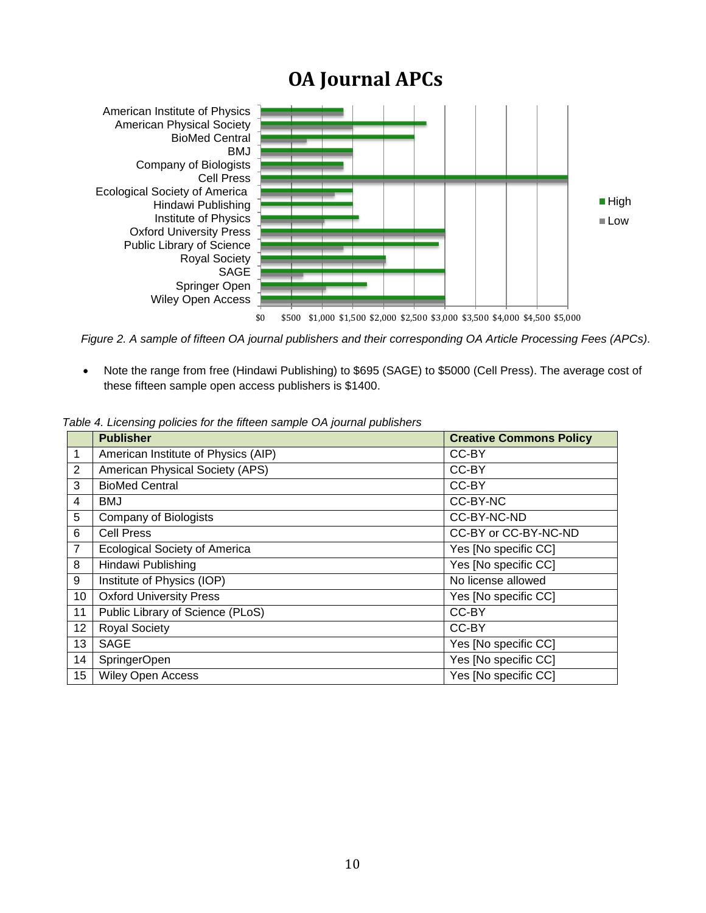## OA Journal APCs

Figure 2. *A sample of fifteen OA journal publishers and their corresponding OA Article Processing Fees (APCs).*

- Note the range from free (Hindawi Publishing) to $695 (SAGE) to $5000 (Cell Press). The average cost of these fifteen sample open access publishers is $1400.

*Table 4. Licensing policies for the fifteen sample OA journal publishers*

| | Publisher | Creative Commons Policy |
|---|---|---|
| 1 | American Institute of Physics (AIP) | CC-BY |
| 2 | American Physical Society (APS) | CC-BY |
| 3 | BioMed Central | CC-BY |
| 4 | BMJ | CC-BY-NC |
| 5 | Company of Biologists | CC-BY-NC-ND |
| 6 | Cell Press | CC-BY or CC-BY-NC-ND |
| 7 | Ecological Society of America | Yes [No specific CC] |
| 8 | Hindawi Publishing | Yes [No specific CC] |
| 9 | Institute of Physics (IOP) | No license allowed |
| 10 | Oxford University Press | Yes [No specific CC] |
| 11 | Public Library of Science (PLoS) | CC-BY |
| 12 | Royal Society | CC-BY |
| 13 | SAGE | Yes [No specific CC] |
| 14 | SpringerOpen | Yes [No specific CC] |
| 15 | Wiley Open Access | Yes [No specific CC] |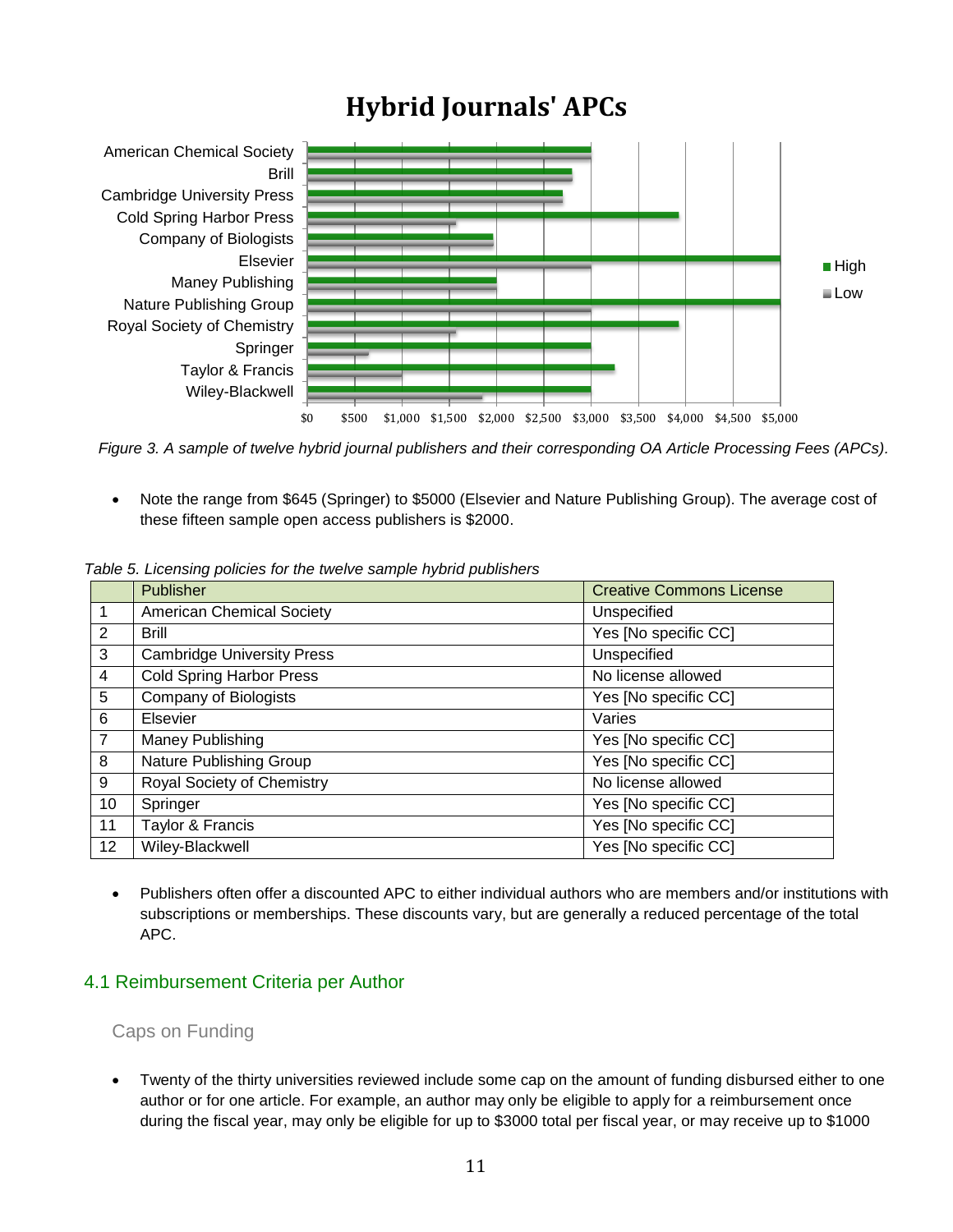**Hybrid Journals' APCs**

*Figure 3. A sample of twelve hybrid journal publishers and their corresponding OA Article Processing Fees (APCs).*

- Note the range from $645 (Springer) to $5000 (Elsevier and Nature Publishing Group). The average cost of these fifteen sample open access publishers is $2000.

*Table 5. Licensing policies for the twelve sample hybrid publishers*

| | Publisher | Creative Commons License |
|---|---|---|
| 1 | American Chemical Society | Unspecified |
| 2 | Brill | Yes [No specific CC] |
| 3 | Cambridge University Press | Unspecified |
| 4 | Cold Spring Harbor Press | No license allowed |
| 5 | Company of Biologists | Yes [No specific CC] |
| 6 | Elsevier | Varies |
| 7 | Maney Publishing | Yes [No specific CC] |
| 8 | Nature Publishing Group | Yes [No specific CC] |
| 9 | Royal Society of Chemistry | No license allowed |
| 10 | Springer | Yes [No specific CC] |
| 11 | Taylor & Francis | Yes [No specific CC] |
| 12 | Wiley-Blackwell | Yes [No specific CC] |

- Publishers often offer a discounted APC to either individual authors who are members and/or institutions with subscriptions or memberships. These discounts vary, but are generally a reduced percentage of the total APC.

## 4.1 Reimbursement Criteria per Author

### Caps on Funding

- Twenty of the thirty universities reviewed include some cap on the amount of funding disbursed either to one author or for one article. For example, an author may only be eligible to apply for a reimbursement once during the fiscal year, may only be eligible for up to $3000 total per fiscal year, or may receive up to $1000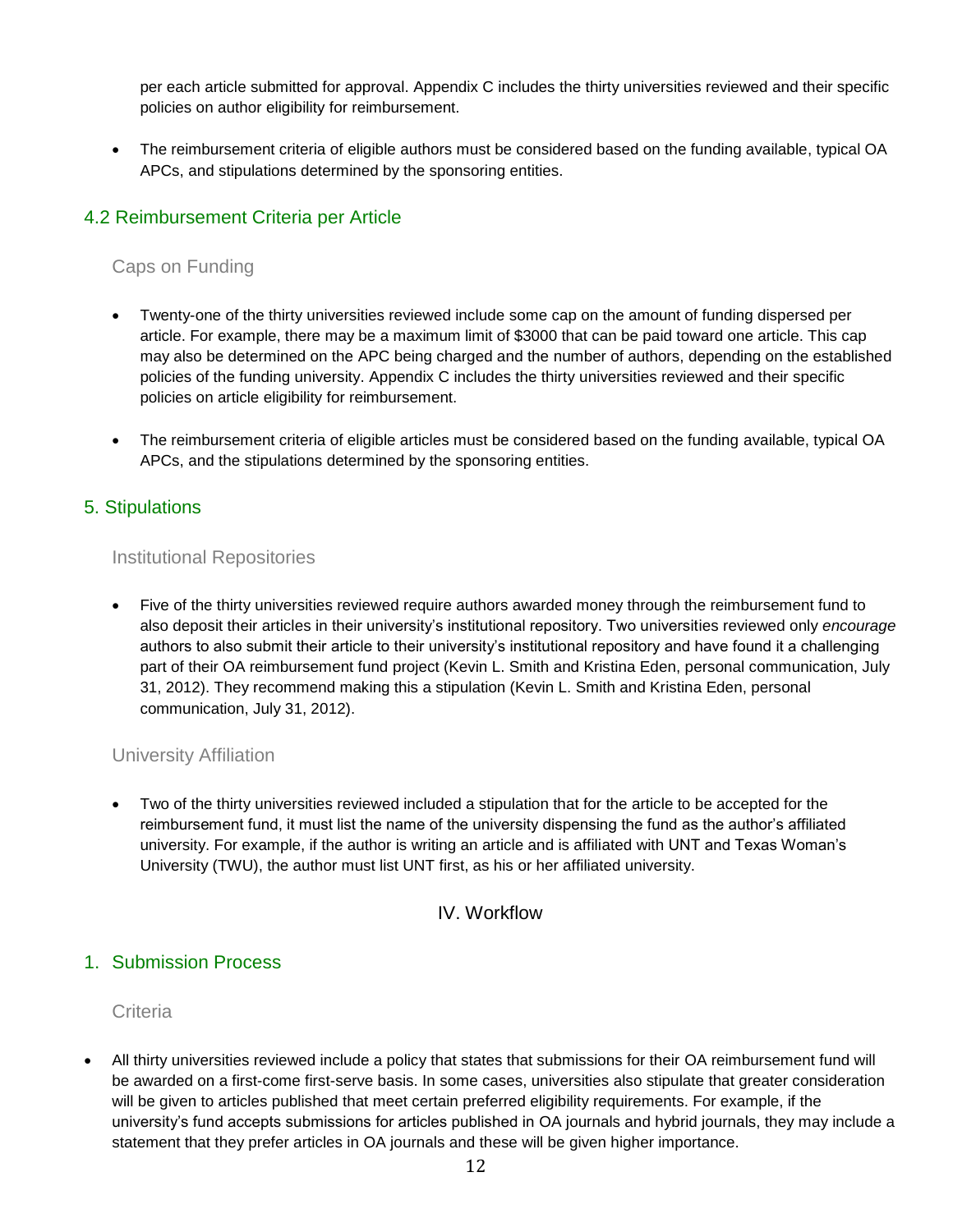per each article submitted for approval. Appendix C includes the thirty universities reviewed and their specific policies on author eligibility for reimbursement.

- The reimbursement criteria of eligible authors must be considered based on the funding available, typical OA APCs, and stipulations determined by the sponsoring entities.

## 4.2 Reimbursement Criteria per Article

### Caps on Funding

- Twenty-one of the thirty universities reviewed include some cap on the amount of funding dispersed per article. For example, there may be a maximum limit of $3000 that can be paid toward one article. This cap may also be determined on the APC being charged and the number of authors, depending on the established policies of the funding university. Appendix C includes the thirty universities reviewed and their specific policies on article eligibility for reimbursement.

- The reimbursement criteria of eligible articles must be considered based on the funding available, typical OA APCs, and the stipulations determined by the sponsoring entities.

## 5. Stipulations

### Institutional Repositories

- Five of the thirty universities reviewed require authors awarded money through the reimbursement fund to also deposit their articles in their university's institutional repository. Two universities reviewed only *encourage* authors to also submit their article to their university's institutional repository and have found it a challenging part of their OA reimbursement fund project (Kevin L. Smith and Kristina Eden, personal communication, July 31, 2012). They recommend making this a stipulation (Kevin L. Smith and Kristina Eden, personal communication, July 31, 2012).

### University Affiliation

- Two of the thirty universities reviewed included a stipulation that for the article to be accepted for the reimbursement fund, it must list the name of the university dispensing the fund as the author's affiliated university. For example, if the author is writing an article and is affiliated with UNT and Texas Woman's University (TWU), the author must list UNT first, as his or her affiliated university.

# IV. Workflow

## 1. Submission Process

### Criteria

- All thirty universities reviewed include a policy that states that submissions for their OA reimbursement fund will be awarded on a first-come first-serve basis. In some cases, universities also stipulate that greater consideration will be given to articles published that meet certain preferred eligibility requirements. For example, if the university's fund accepts submissions for articles published in OA journals and hybrid journals, they may include a statement that they prefer articles in OA journals and these will be given higher importance.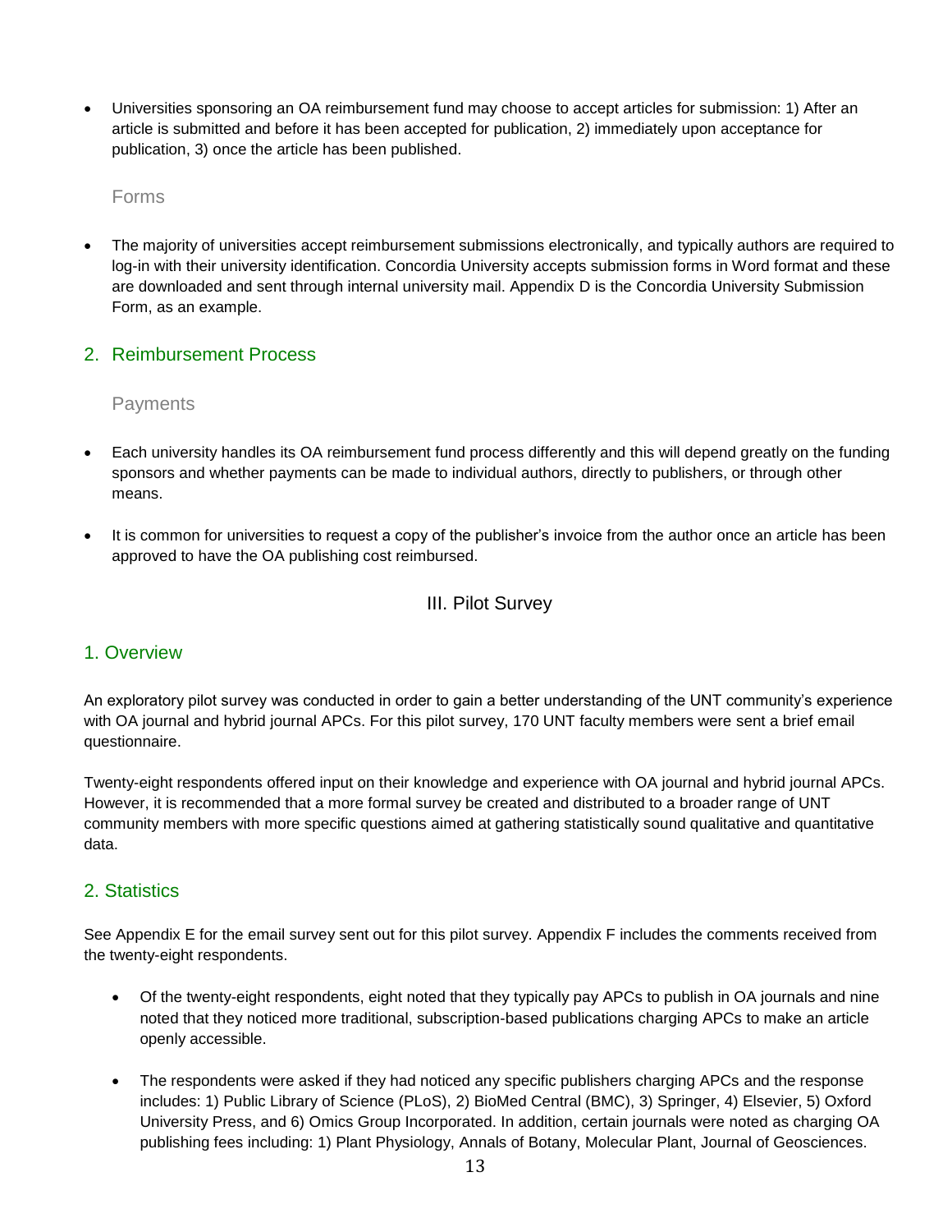- Universities sponsoring an OA reimbursement fund may choose to accept articles for submission: 1) After an article is submitted and before it has been accepted for publication, 2) immediately upon acceptance for publication, 3) once the article has been published.

#### Forms

- The majority of universities accept reimbursement submissions electronically, and typically authors are required to log-in with their university identification. Concordia University accepts submission forms in Word format and these are downloaded and sent through internal university mail. Appendix D is the Concordia University Submission Form, as an example.

### 2. Reimbursement Process

#### Payments

- Each university handles its OA reimbursement fund process differently and this will depend greatly on the funding sponsors and whether payments can be made to individual authors, directly to publishers, or through other means.

- It is common for universities to request a copy of the publisher's invoice from the author once an article has been approved to have the OA publishing cost reimbursed.

## III. Pilot Survey

### 1. Overview

An exploratory pilot survey was conducted in order to gain a better understanding of the UNT community's experience with OA journal and hybrid journal APCs. For this pilot survey, 170 UNT faculty members were sent a brief email questionnaire.

Twenty-eight respondents offered input on their knowledge and experience with OA journal and hybrid journal APCs. However, it is recommended that a more formal survey be created and distributed to a broader range of UNT community members with more specific questions aimed at gathering statistically sound qualitative and quantitative data.

### 2. Statistics

See Appendix E for the email survey sent out for this pilot survey. Appendix F includes the comments received from the twenty-eight respondents.

- Of the twenty-eight respondents, eight noted that they typically pay APCs to publish in OA journals and nine noted that they noticed more traditional, subscription-based publications charging APCs to make an article openly accessible.

- The respondents were asked if they had noticed any specific publishers charging APCs and the response includes: 1) Public Library of Science (PLoS), 2) BioMed Central (BMC), 3) Springer, 4) Elsevier, 5) Oxford University Press, and 6) Omics Group Incorporated. In addition, certain journals were noted as charging OA publishing fees including: 1) Plant Physiology, Annals of Botany, Molecular Plant, Journal of Geosciences.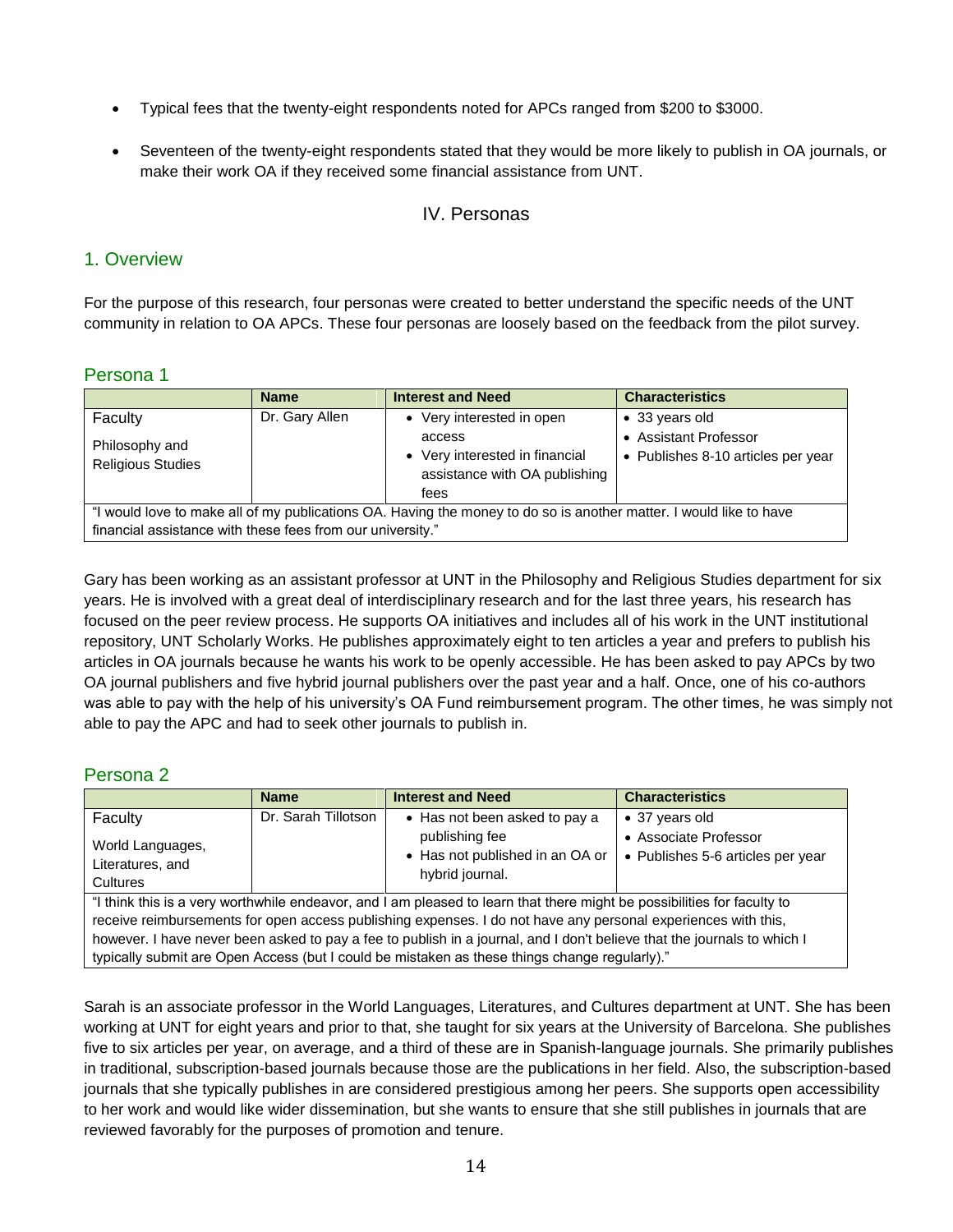- Typical fees that the twenty-eight respondents noted for APCs ranged from $200 to $3000.
- Seventeen of the twenty-eight respondents stated that they would be more likely to publish in OA journals, or make their work OA if they received some financial assistance from UNT.

# IV. Personas

## 1. Overview

For the purpose of this research, four personas were created to better understand the specific needs of the UNT community in relation to OA APCs. These four personas are loosely based on the feedback from the pilot survey.

### Persona 1

| | Name | Interest and Need | Characteristics |
|---|---|---|---|
| Faculty<br>Philosophy and Religious Studies | Dr. Gary Allen | • Very interested in open access<br>• Very interested in financial assistance with OA publishing fees | • 33 years old<br>• Assistant Professor<br>• Publishes 8-10 articles per year |
| "I would love to make all of my publications OA. Having the money to do so is another matter. I would like to have financial assistance with these fees from our university." | | | |

Gary has been working as an assistant professor at UNT in the Philosophy and Religious Studies department for six years. He is involved with a great deal of interdisciplinary research and for the last three years, his research has focused on the peer review process. He supports OA initiatives and includes all of his work in the UNT institutional repository, UNT Scholarly Works. He publishes approximately eight to ten articles a year and prefers to publish his articles in OA journals because he wants his work to be openly accessible. He has been asked to pay APCs by two OA journal publishers and five hybrid journal publishers over the past year and a half. Once, one of his co-authors was able to pay with the help of his university's OA Fund reimbursement program. The other times, he was simply not able to pay the APC and had to seek other journals to publish in.

### Persona 2

| | Name | Interest and Need | Characteristics |
|---|---|---|---|
| Faculty<br>World Languages, Literatures, and Cultures | Dr. Sarah Tillotson | • Has not been asked to pay a publishing fee<br>• Has not published in an OA or hybrid journal. | • 37 years old<br>• Associate Professor<br>• Publishes 5-6 articles per year |
| "I think this is a very worthwhile endeavor, and I am pleased to learn that there might be possibilities for faculty to receive reimbursements for open access publishing expenses. I do not have any personal experiences with this, however. I have never been asked to pay a fee to publish in a journal, and I don't believe that the journals to which I typically submit are Open Access (but I could be mistaken as these things change regularly)." | | | |

Sarah is an associate professor in the World Languages, Literatures, and Cultures department at UNT. She has been working at UNT for eight years and prior to that, she taught for six years at the University of Barcelona. She publishes five to six articles per year, on average, and a third of these are in Spanish-language journals. She primarily publishes in traditional, subscription-based journals because those are the publications in her field. Also, the subscription-based journals that she typically publishes in are considered prestigious among her peers. She supports open accessibility to her work and would like wider dissemination, but she wants to ensure that she still publishes in journals that are reviewed favorably for the purposes of promotion and tenure.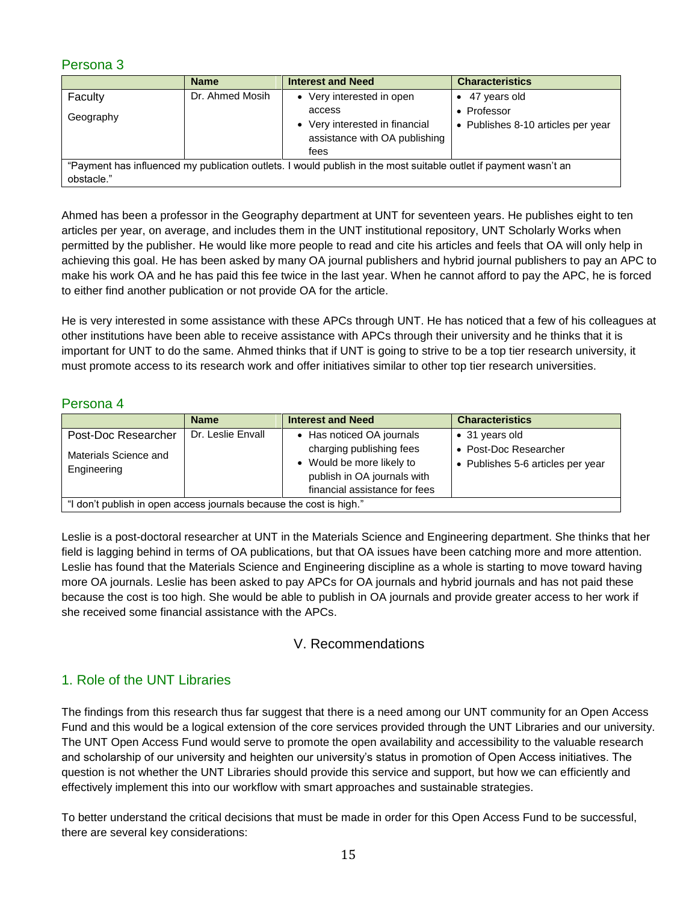## Persona 3

| | Name | Interest and Need | Characteristics |
|---|---|---|---|
| Faculty<br>Geography | Dr. Ahmed Mosih | • Very interested in open access<br>• Very interested in financial assistance with OA publishing fees | • 47 years old<br>• Professor<br>• Publishes 8-10 articles per year |
| "Payment has influenced my publication outlets. I would publish in the most suitable outlet if payment wasn't an obstacle." | | | |

Ahmed has been a professor in the Geography department at UNT for seventeen years. He publishes eight to ten articles per year, on average, and includes them in the UNT institutional repository, UNT Scholarly Works when permitted by the publisher. He would like more people to read and cite his articles and feels that OA will only help in achieving this goal. He has been asked by many OA journal publishers and hybrid journal publishers to pay an APC to make his work OA and he has paid this fee twice in the last year. When he cannot afford to pay the APC, he is forced to either find another publication or not provide OA for the article.

He is very interested in some assistance with these APCs through UNT. He has noticed that a few of his colleagues at other institutions have been able to receive assistance with APCs through their university and he thinks that it is important for UNT to do the same. Ahmed thinks that if UNT is going to strive to be a top tier research university, it must promote access to its research work and offer initiatives similar to other top tier research universities.

## Persona 4

| | Name | Interest and Need | Characteristics |
|---|---|---|---|
| Post-Doc Researcher<br>Materials Science and Engineering | Dr. Leslie Envall | • Has noticed OA journals charging publishing fees<br>• Would be more likely to publish in OA journals with financial assistance for fees | • 31 years old<br>• Post-Doc Researcher<br>• Publishes 5-6 articles per year |
| "I don't publish in open access journals because the cost is high." | | | |

Leslie is a post-doctoral researcher at UNT in the Materials Science and Engineering department. She thinks that her field is lagging behind in terms of OA publications, but that OA issues have been catching more and more attention. Leslie has found that the Materials Science and Engineering discipline as a whole is starting to move toward having more OA journals. Leslie has been asked to pay APCs for OA journals and hybrid journals and has not paid these because the cost is too high. She would be able to publish in OA journals and provide greater access to her work if she received some financial assistance with the APCs.

# V. Recommendations

## 1. Role of the UNT Libraries

The findings from this research thus far suggest that there is a need among our UNT community for an Open Access Fund and this would be a logical extension of the core services provided through the UNT Libraries and our university. The UNT Open Access Fund would serve to promote the open availability and accessibility to the valuable research and scholarship of our university and heighten our university's status in promotion of Open Access initiatives. The question is not whether the UNT Libraries should provide this service and support, but how we can efficiently and effectively implement this into our workflow with smart approaches and sustainable strategies.

To better understand the critical decisions that must be made in order for this Open Access Fund to be successful, there are several key considerations: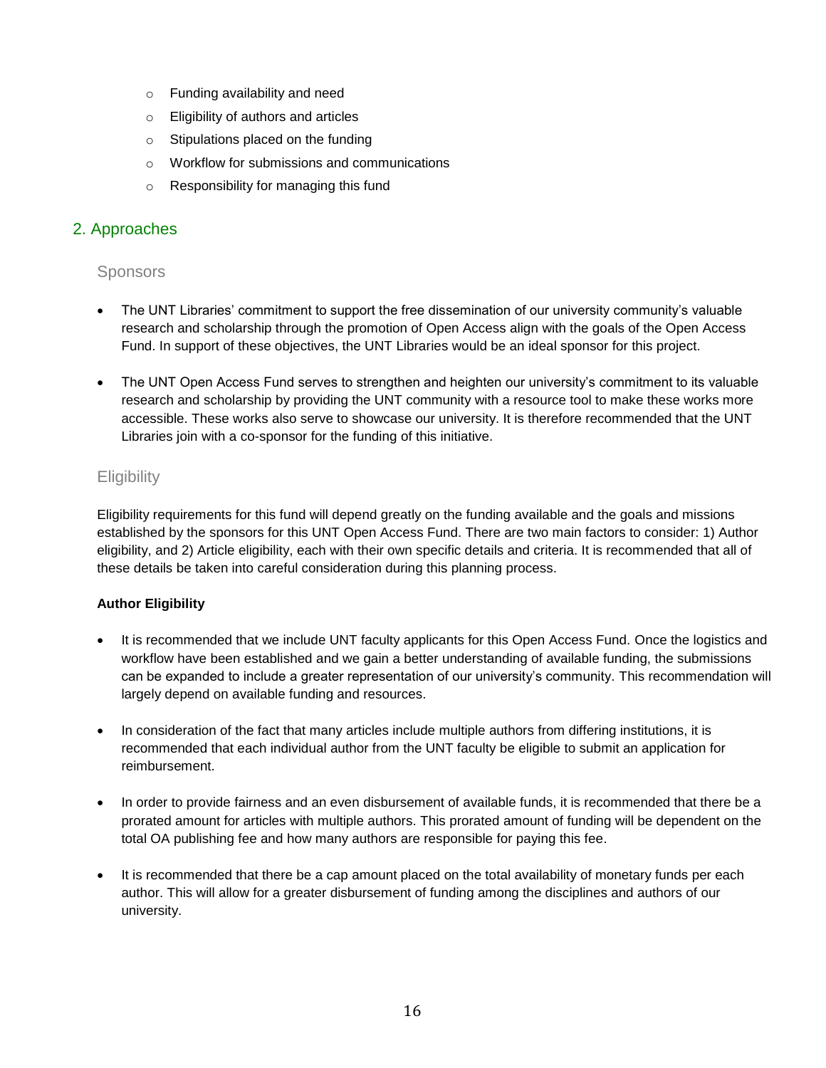- Funding availability and need
- Eligibility of authors and articles
- Stipulations placed on the funding
- Workflow for submissions and communications
- Responsibility for managing this fund

## 2. Approaches

### Sponsors

- The UNT Libraries' commitment to support the free dissemination of our university community's valuable research and scholarship through the promotion of Open Access align with the goals of the Open Access Fund. In support of these objectives, the UNT Libraries would be an ideal sponsor for this project.

- The UNT Open Access Fund serves to strengthen and heighten our university's commitment to its valuable research and scholarship by providing the UNT community with a resource tool to make these works more accessible. These works also serve to showcase our university. It is therefore recommended that the UNT Libraries join with a co-sponsor for the funding of this initiative.

### Eligibility

Eligibility requirements for this fund will depend greatly on the funding available and the goals and missions established by the sponsors for this UNT Open Access Fund. There are two main factors to consider: 1) Author eligibility, and 2) Article eligibility, each with their own specific details and criteria. It is recommended that all of these details be taken into careful consideration during this planning process.

**Author Eligibility**

- It is recommended that we include UNT faculty applicants for this Open Access Fund. Once the logistics and workflow have been established and we gain a better understanding of available funding, the submissions can be expanded to include a greater representation of our university's community. This recommendation will largely depend on available funding and resources.

- In consideration of the fact that many articles include multiple authors from differing institutions, it is recommended that each individual author from the UNT faculty be eligible to submit an application for reimbursement.

- In order to provide fairness and an even disbursement of available funds, it is recommended that there be a prorated amount for articles with multiple authors. This prorated amount of funding will be dependent on the total OA publishing fee and how many authors are responsible for paying this fee.

- It is recommended that there be a cap amount placed on the total availability of monetary funds per each author. This will allow for a greater disbursement of funding among the disciplines and authors of our university.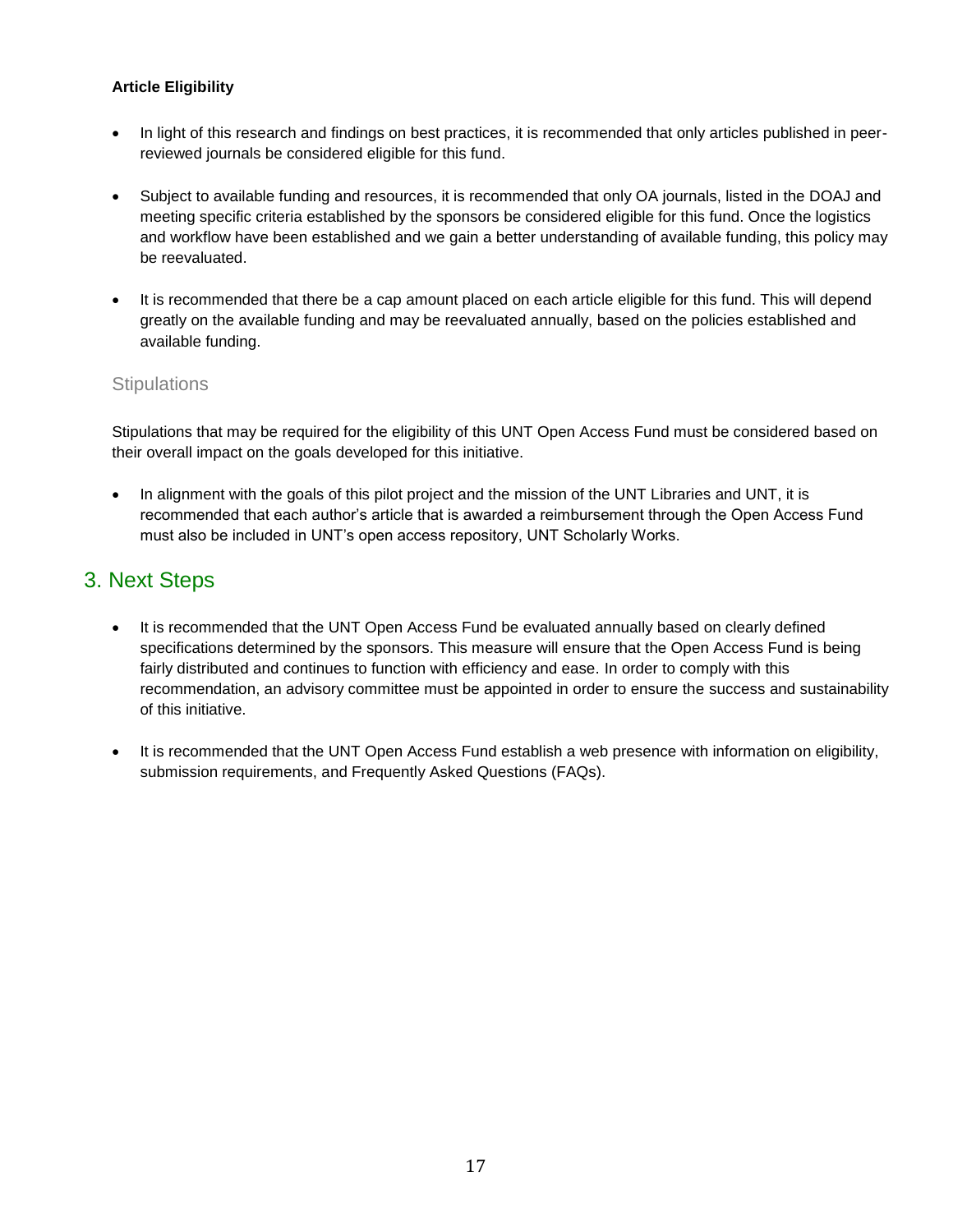**Article Eligibility**

- In light of this research and findings on best practices, it is recommended that only articles published in peer-reviewed journals be considered eligible for this fund.
- Subject to available funding and resources, it is recommended that only OA journals, listed in the DOAJ and meeting specific criteria established by the sponsors be considered eligible for this fund. Once the logistics and workflow have been established and we gain a better understanding of available funding, this policy may be reevaluated.
- It is recommended that there be a cap amount placed on each article eligible for this fund. This will depend greatly on the available funding and may be reevaluated annually, based on the policies established and available funding.

### Stipulations

Stipulations that may be required for the eligibility of this UNT Open Access Fund must be considered based on their overall impact on the goals developed for this initiative.

- In alignment with the goals of this pilot project and the mission of the UNT Libraries and UNT, it is recommended that each author's article that is awarded a reimbursement through the Open Access Fund must also be included in UNT's open access repository, UNT Scholarly Works.

## 3. Next Steps

- It is recommended that the UNT Open Access Fund be evaluated annually based on clearly defined specifications determined by the sponsors. This measure will ensure that the Open Access Fund is being fairly distributed and continues to function with efficiency and ease. In order to comply with this recommendation, an advisory committee must be appointed in order to ensure the success and sustainability of this initiative.
- It is recommended that the UNT Open Access Fund establish a web presence with information on eligibility, submission requirements, and Frequently Asked Questions (FAQs).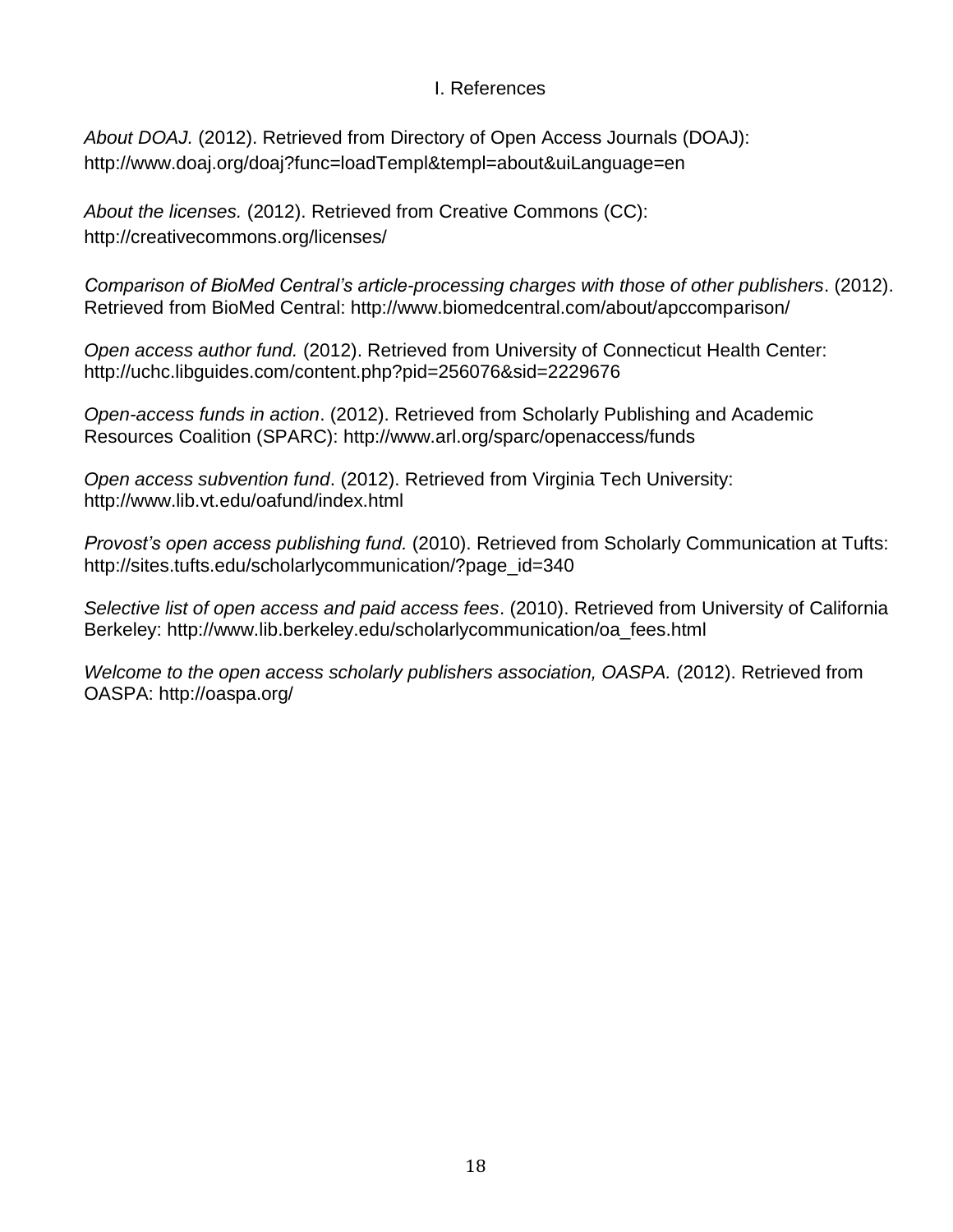# I. References

*About DOAJ.* (2012). Retrieved from Directory of Open Access Journals (DOAJ): http://www.doaj.org/doaj?func=loadTempl&templ=about&uiLanguage=en

*About the licenses.* (2012). Retrieved from Creative Commons (CC): http://creativecommons.org/licenses/

*Comparison of BioMed Central's article-processing charges with those of other publishers*. (2012). Retrieved from BioMed Central: http://www.biomedcentral.com/about/apccomparison/

*Open access author fund.* (2012). Retrieved from University of Connecticut Health Center: http://uchc.libguides.com/content.php?pid=256076&sid=2229676

*Open-access funds in action*. (2012). Retrieved from Scholarly Publishing and Academic Resources Coalition (SPARC): http://www.arl.org/sparc/openaccess/funds

*Open access subvention fund*. (2012). Retrieved from Virginia Tech University: http://www.lib.vt.edu/oafund/index.html

*Provost's open access publishing fund.* (2010). Retrieved from Scholarly Communication at Tufts: http://sites.tufts.edu/scholarlycommunication/?page_id=340

*Selective list of open access and paid access fees*. (2010). Retrieved from University of California Berkeley: http://www.lib.berkeley.edu/scholarlycommunication/oa_fees.html

*Welcome to the open access scholarly publishers association, OASPA.* (2012). Retrieved from OASPA: http://oaspa.org/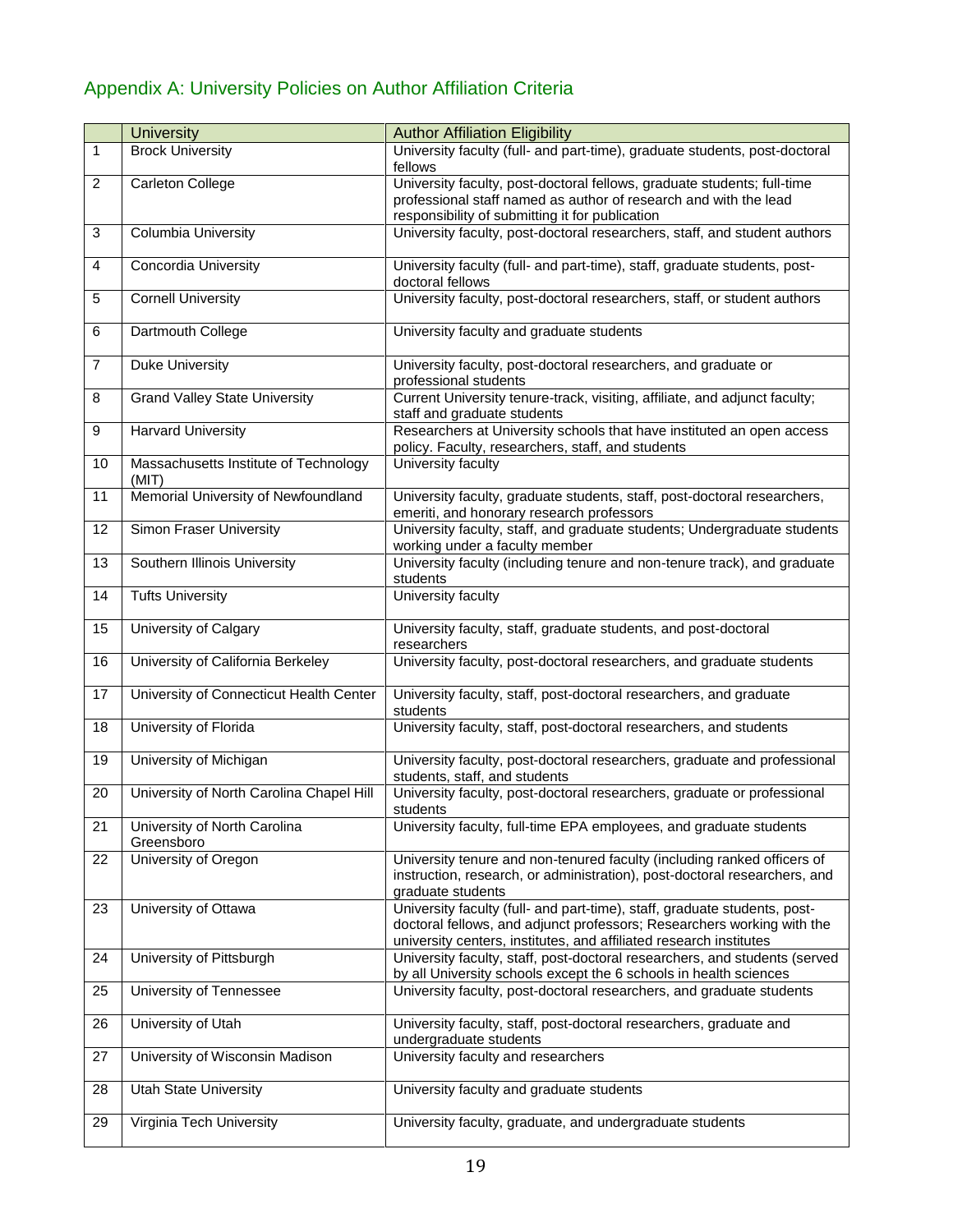## Appendix A: University Policies on Author Affiliation Criteria

| | University | Author Affiliation Eligibility |
|---|---|---|
| 1 | Brock University | University faculty (full- and part-time), graduate students, post-doctoral fellows |
| 2 | Carleton College | University faculty, post-doctoral fellows, graduate students; full-time professional staff named as author of research and with the lead responsibility of submitting it for publication |
| 3 | Columbia University | University faculty, post-doctoral researchers, staff, and student authors |
| 4 | Concordia University | University faculty (full- and part-time), staff, graduate students, post-doctoral fellows |
| 5 | Cornell University | University faculty, post-doctoral researchers, staff, or student authors |
| 6 | Dartmouth College | University faculty and graduate students |
| 7 | Duke University | University faculty, post-doctoral researchers, and graduate or professional students |
| 8 | Grand Valley State University | Current University tenure-track, visiting, affiliate, and adjunct faculty; staff and graduate students |
| 9 | Harvard University | Researchers at University schools that have instituted an open access policy. Faculty, researchers, staff, and students |
| 10 | Massachusetts Institute of Technology (MIT) | University faculty |
| 11 | Memorial University of Newfoundland | University faculty, graduate students, staff, post-doctoral researchers, emeriti, and honorary research professors |
| 12 | Simon Fraser University | University faculty, staff, and graduate students; Undergraduate students working under a faculty member |
| 13 | Southern Illinois University | University faculty (including tenure and non-tenure track), and graduate students |
| 14 | Tufts University | University faculty |
| 15 | University of Calgary | University faculty, staff, graduate students, and post-doctoral researchers |
| 16 | University of California Berkeley | University faculty, post-doctoral researchers, and graduate students |
| 17 | University of Connecticut Health Center | University faculty, staff, post-doctoral researchers, and graduate students |
| 18 | University of Florida | University faculty, staff, post-doctoral researchers, and students |
| 19 | University of Michigan | University faculty, post-doctoral researchers, graduate and professional students, staff, and students |
| 20 | University of North Carolina Chapel Hill | University faculty, post-doctoral researchers, graduate or professional students |
| 21 | University of North Carolina Greensboro | University faculty, full-time EPA employees, and graduate students |
| 22 | University of Oregon | University tenure and non-tenured faculty (including ranked officers of instruction, research, or administration), post-doctoral researchers, and graduate students |
| 23 | University of Ottawa | University faculty (full- and part-time), staff, graduate students, post-doctoral fellows, and adjunct professors; Researchers working with the university centers, institutes, and affiliated research institutes |
| 24 | University of Pittsburgh | University faculty, staff, post-doctoral researchers, and students (served by all University schools except the 6 schools in health sciences |
| 25 | University of Tennessee | University faculty, post-doctoral researchers, and graduate students |
| 26 | University of Utah | University faculty, staff, post-doctoral researchers, graduate and undergraduate students |
| 27 | University of Wisconsin Madison | University faculty and researchers |
| 28 | Utah State University | University faculty and graduate students |
| 29 | Virginia Tech University | University faculty, graduate, and undergraduate students |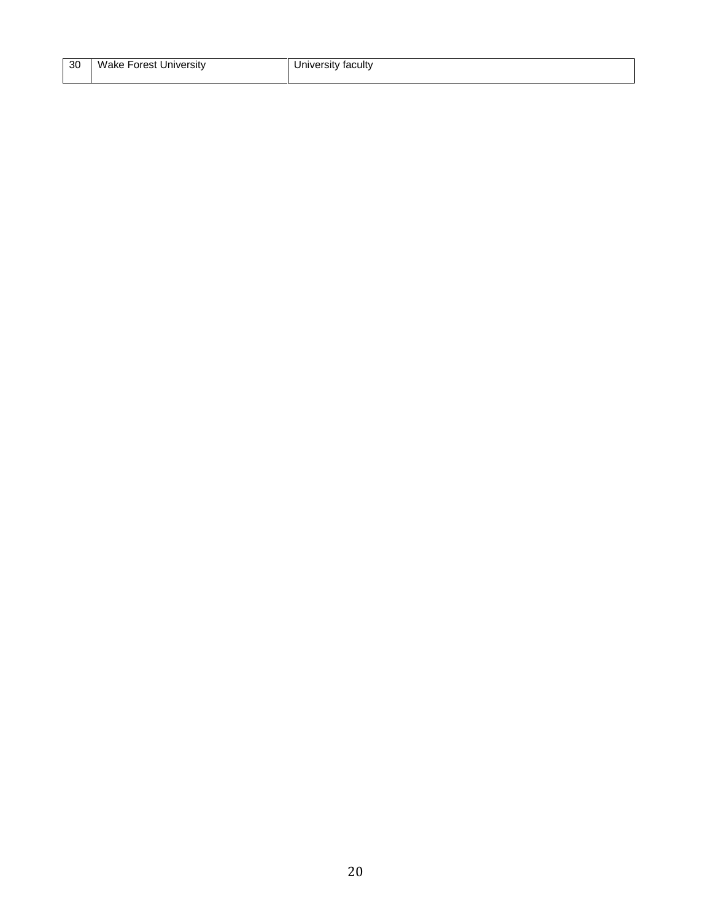| 30 | Wake Forest University | University faculty |
|---|---|---|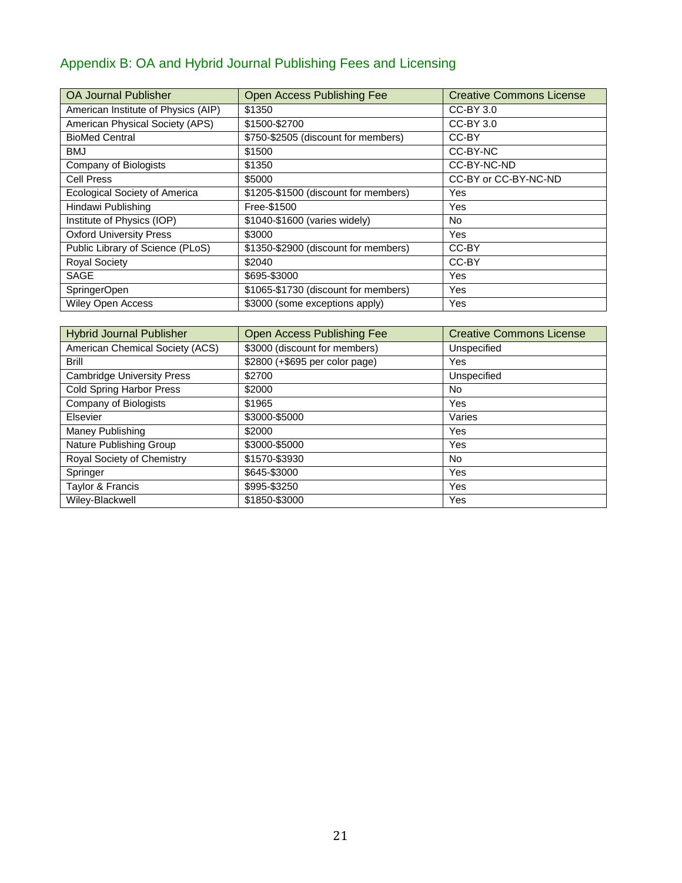## Appendix B: OA and Hybrid Journal Publishing Fees and Licensing

| OA Journal Publisher | Open Access Publishing Fee | Creative Commons License |
|---|---|---|
| American Institute of Physics (AIP) | $1350 | CC-BY 3.0 |
| American Physical Society (APS) | $1500-$2700 | CC-BY 3.0 |
| BioMed Central | $750-$2505 (discount for members) | CC-BY |
| BMJ | $1500 | CC-BY-NC |
| Company of Biologists | $1350 | CC-BY-NC-ND |
| Cell Press | $5000 | CC-BY or CC-BY-NC-ND |
| Ecological Society of America | $1205-$1500 (discount for members) | Yes |
| Hindawi Publishing | Free-$1500 | Yes |
| Institute of Physics (IOP) | $1040-$1600 (varies widely) | No |
| Oxford University Press | $3000 | Yes |
| Public Library of Science (PLoS) | $1350-$2900 (discount for members) | CC-BY |
| Royal Society | $2040 | CC-BY |
| SAGE | $695-$3000 | Yes |
| SpringerOpen | $1065-$1730 (discount for members) | Yes |
| Wiley Open Access | $3000 (some exceptions apply) | Yes |

| Hybrid Journal Publisher | Open Access Publishing Fee | Creative Commons License |
|---|---|---|
| American Chemical Society (ACS) | $3000 (discount for members) | Unspecified |
| Brill | $2800 (+$695 per color page) | Yes |
| Cambridge University Press | $2700 | Unspecified |
| Cold Spring Harbor Press | $2000 | No |
| Company of Biologists | $1965 | Yes |
| Elsevier | $3000-$5000 | Varies |
| Maney Publishing | $2000 | Yes |
| Nature Publishing Group | $3000-$5000 | Yes |
| Royal Society of Chemistry | $1570-$3930 | No |
| Springer | $645-$3000 | Yes |
| Taylor & Francis | $995-$3250 | Yes |
| Wiley-Blackwell | $1850-$3000 | Yes |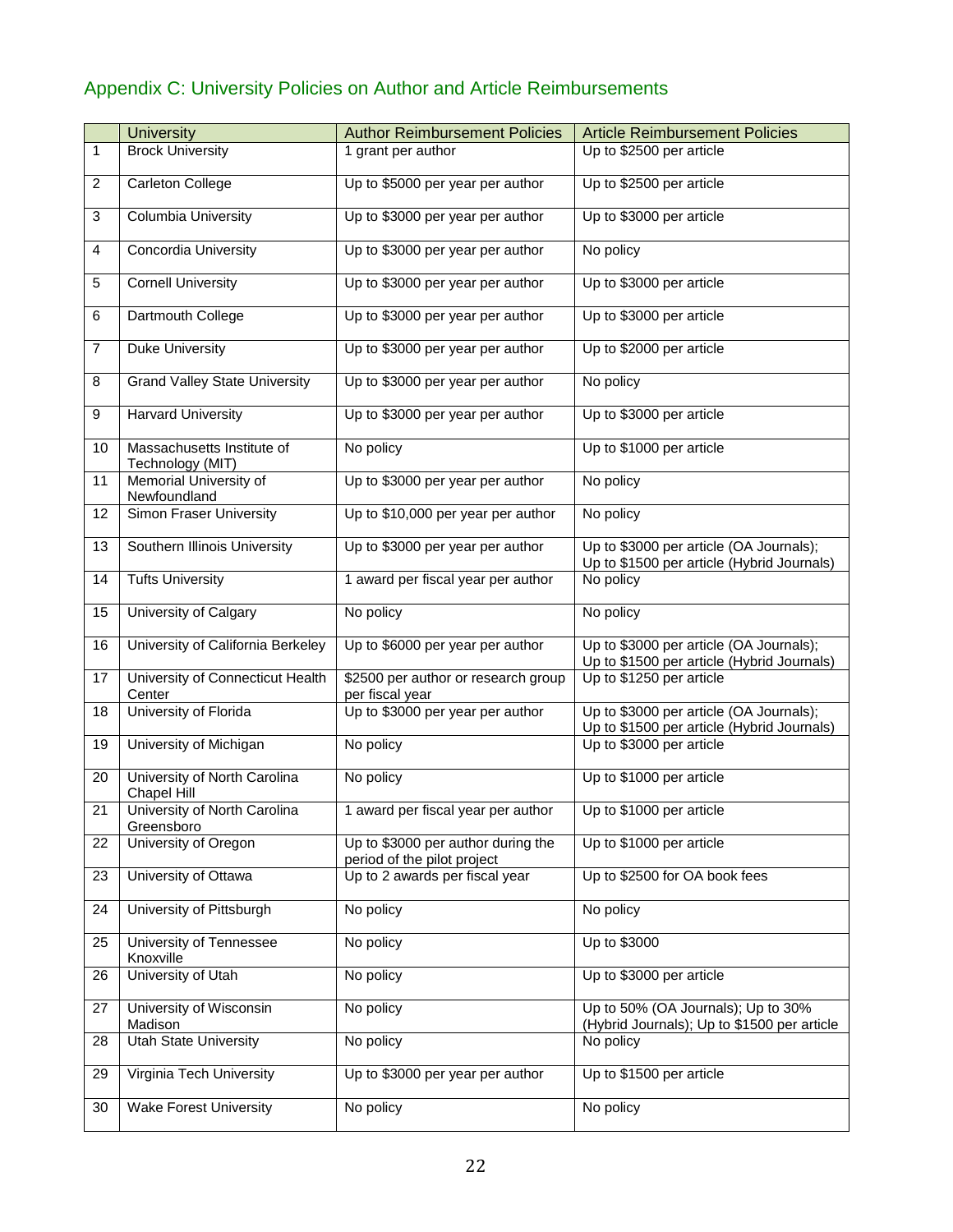## Appendix C: University Policies on Author and Article Reimbursements

| | University | Author Reimbursement Policies | Article Reimbursement Policies |
|---|---|---|---|
| 1 | Brock University | 1 grant per author | Up to $2500 per article |
| 2 | Carleton College | Up to $5000 per year per author | Up to $2500 per article |
| 3 | Columbia University | Up to $3000 per year per author | Up to $3000 per article |
| 4 | Concordia University | Up to $3000 per year per author | No policy |
| 5 | Cornell University | Up to $3000 per year per author | Up to $3000 per article |
| 6 | Dartmouth College | Up to $3000 per year per author | Up to $3000 per article |
| 7 | Duke University | Up to $3000 per year per author | Up to $2000 per article |
| 8 | Grand Valley State University | Up to $3000 per year per author | No policy |
| 9 | Harvard University | Up to $3000 per year per author | Up to $3000 per article |
| 10 | Massachusetts Institute of Technology (MIT) | No policy | Up to $1000 per article |
| 11 | Memorial University of Newfoundland | Up to $3000 per year per author | No policy |
| 12 | Simon Fraser University | Up to $10,000 per year per author | No policy |
| 13 | Southern Illinois University | Up to $3000 per year per author | Up to $3000 per article (OA Journals); Up to $1500 per article (Hybrid Journals) |
| 14 | Tufts University | 1 award per fiscal year per author | No policy |
| 15 | University of Calgary | No policy | No policy |
| 16 | University of California Berkeley | Up to $6000 per year per author | Up to $3000 per article (OA Journals); Up to $1500 per article (Hybrid Journals) |
| 17 | University of Connecticut Health Center | $2500 per author or research group per fiscal year | Up to $1250 per article |
| 18 | University of Florida | Up to $3000 per year per author | Up to $3000 per article (OA Journals); Up to $1500 per article (Hybrid Journals) |
| 19 | University of Michigan | No policy | Up to $3000 per article |
| 20 | University of North Carolina Chapel Hill | No policy | Up to $1000 per article |
| 21 | University of North Carolina Greensboro | 1 award per fiscal year per author | Up to $1000 per article |
| 22 | University of Oregon | Up to $3000 per author during the period of the pilot project | Up to $1000 per article |
| 23 | University of Ottawa | Up to 2 awards per fiscal year | Up to $2500 for OA book fees |
| 24 | University of Pittsburgh | No policy | No policy |
| 25 | University of Tennessee Knoxville | No policy | Up to $3000 |
| 26 | University of Utah | No policy | Up to $3000 per article |
| 27 | University of Wisconsin Madison | No policy | Up to 50% (OA Journals); Up to 30% (Hybrid Journals); Up to $1500 per article |
| 28 | Utah State University | No policy | No policy |
| 29 | Virginia Tech University | Up to $3000 per year per author | Up to $1500 per article |
| 30 | Wake Forest University | No policy | No policy |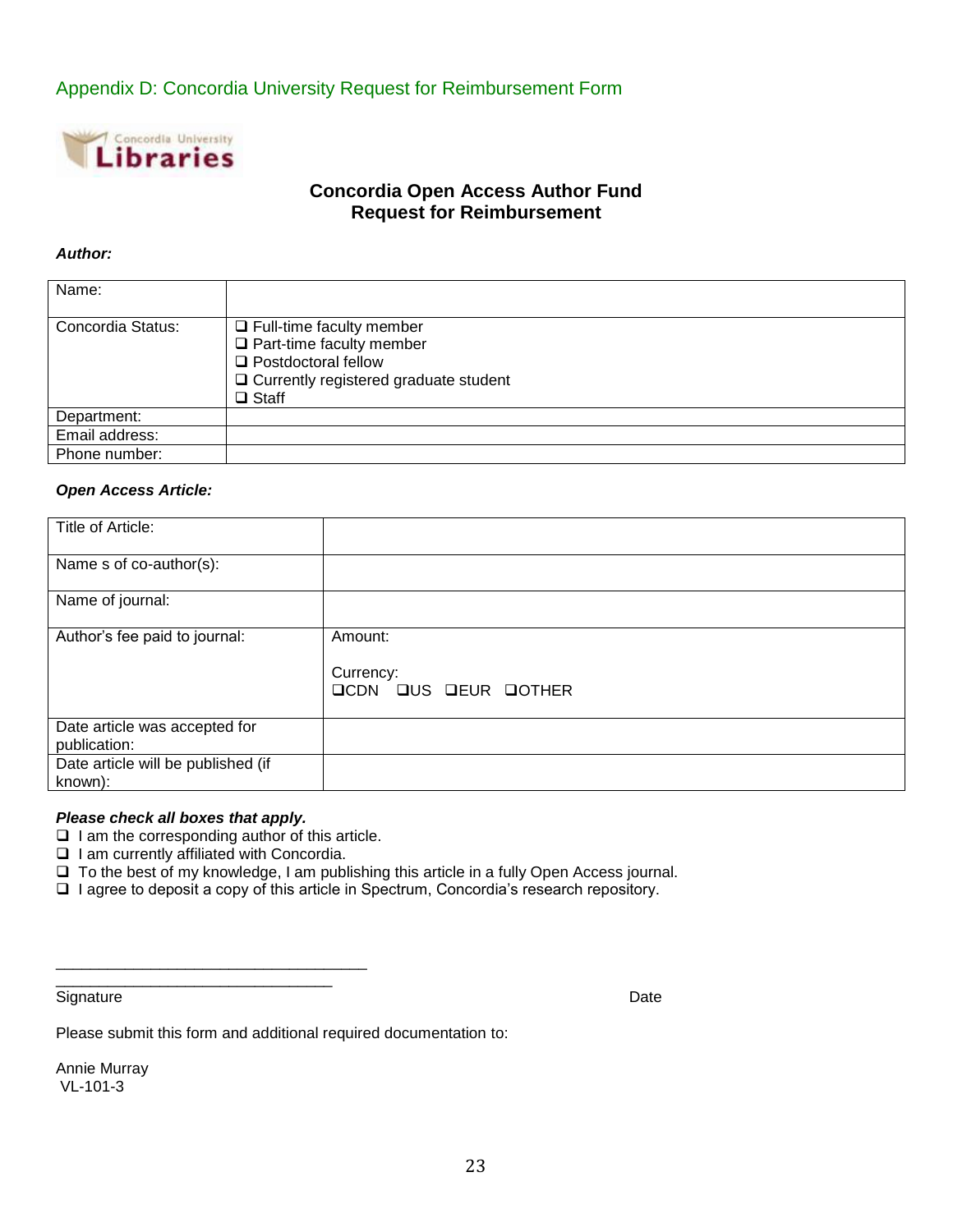## Appendix D: Concordia University Request for Reimbursement Form

Concordia University Libraries

### Concordia Open Access Author Fund
### Request for Reimbursement

***Author:***

| Name: | |
|---|---|
| Concordia Status: | ❑ Full-time faculty member<br>❑ Part-time faculty member<br>❑ Postdoctoral fellow<br>❑ Currently registered graduate student<br>❑ Staff |
| Department: | |
| Email address: | |
| Phone number: | |

***Open Access Article:***

| Title of Article: | |
|---|---|
| Name s of co-author(s): | |
| Name of journal: | |
| Author's fee paid to journal: | Amount:<br><br>Currency:<br>❑CDN ❑US ❑EUR ❑OTHER |
| Date article was accepted for publication: | |
| Date article will be published (if known): | |

***Please check all boxes that apply.***

❑ I am the corresponding author of this article.
❑ I am currently affiliated with Concordia.
❑ To the best of my knowledge, I am publishing this article in a fully Open Access journal.
❑ I agree to deposit a copy of this article in Spectrum, Concordia's research repository.

\_\_\_\_\_\_\_\_\_\_\_\_\_\_\_\_\_\_\_\_\_\_\_\_\_\_\_\_\_\_\_\_\_\_\_\_
\_\_\_\_\_\_\_\_\_\_\_\_\_\_\_\_\_\_\_\_\_\_\_\_\_\_\_\_\_\_\_\_

Signature Date

Please submit this form and additional required documentation to:

Annie Murray
VL-101-3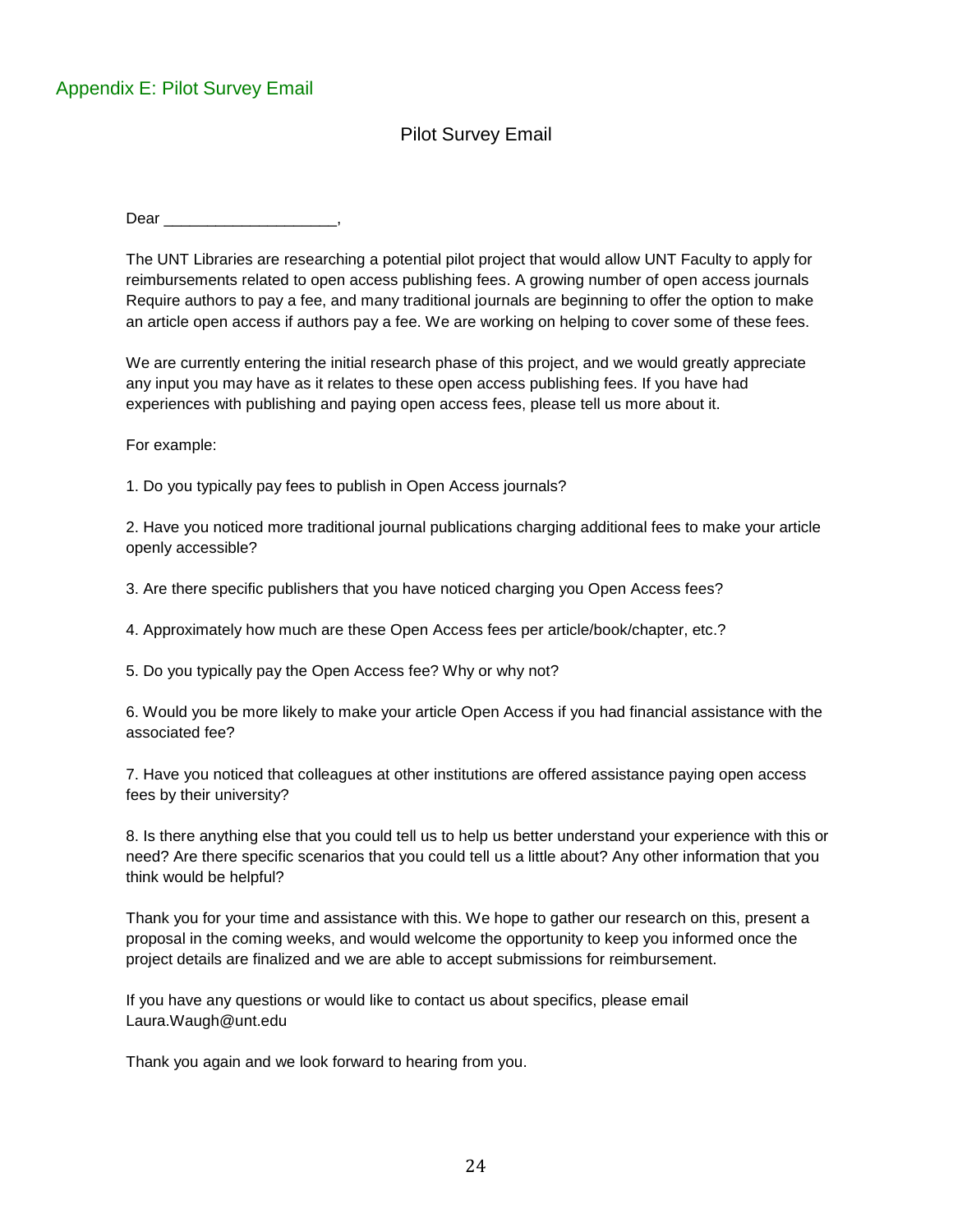## Appendix E: Pilot Survey Email

### Pilot Survey Email

Dear ____________________,

The UNT Libraries are researching a potential pilot project that would allow UNT Faculty to apply for reimbursements related to open access publishing fees. A growing number of open access journals Require authors to pay a fee, and many traditional journals are beginning to offer the option to make an article open access if authors pay a fee. We are working on helping to cover some of these fees.

We are currently entering the initial research phase of this project, and we would greatly appreciate any input you may have as it relates to these open access publishing fees. If you have had experiences with publishing and paying open access fees, please tell us more about it.

For example:

1. Do you typically pay fees to publish in Open Access journals?

2. Have you noticed more traditional journal publications charging additional fees to make your article openly accessible?

3. Are there specific publishers that you have noticed charging you Open Access fees?

4. Approximately how much are these Open Access fees per article/book/chapter, etc.?

5. Do you typically pay the Open Access fee? Why or why not?

6. Would you be more likely to make your article Open Access if you had financial assistance with the associated fee?

7. Have you noticed that colleagues at other institutions are offered assistance paying open access fees by their university?

8. Is there anything else that you could tell us to help us better understand your experience with this or need? Are there specific scenarios that you could tell us a little about? Any other information that you think would be helpful?

Thank you for your time and assistance with this. We hope to gather our research on this, present a proposal in the coming weeks, and would welcome the opportunity to keep you informed once the project details are finalized and we are able to accept submissions for reimbursement.

If you have any questions or would like to contact us about specifics, please email Laura.Waugh@unt.edu

Thank you again and we look forward to hearing from you.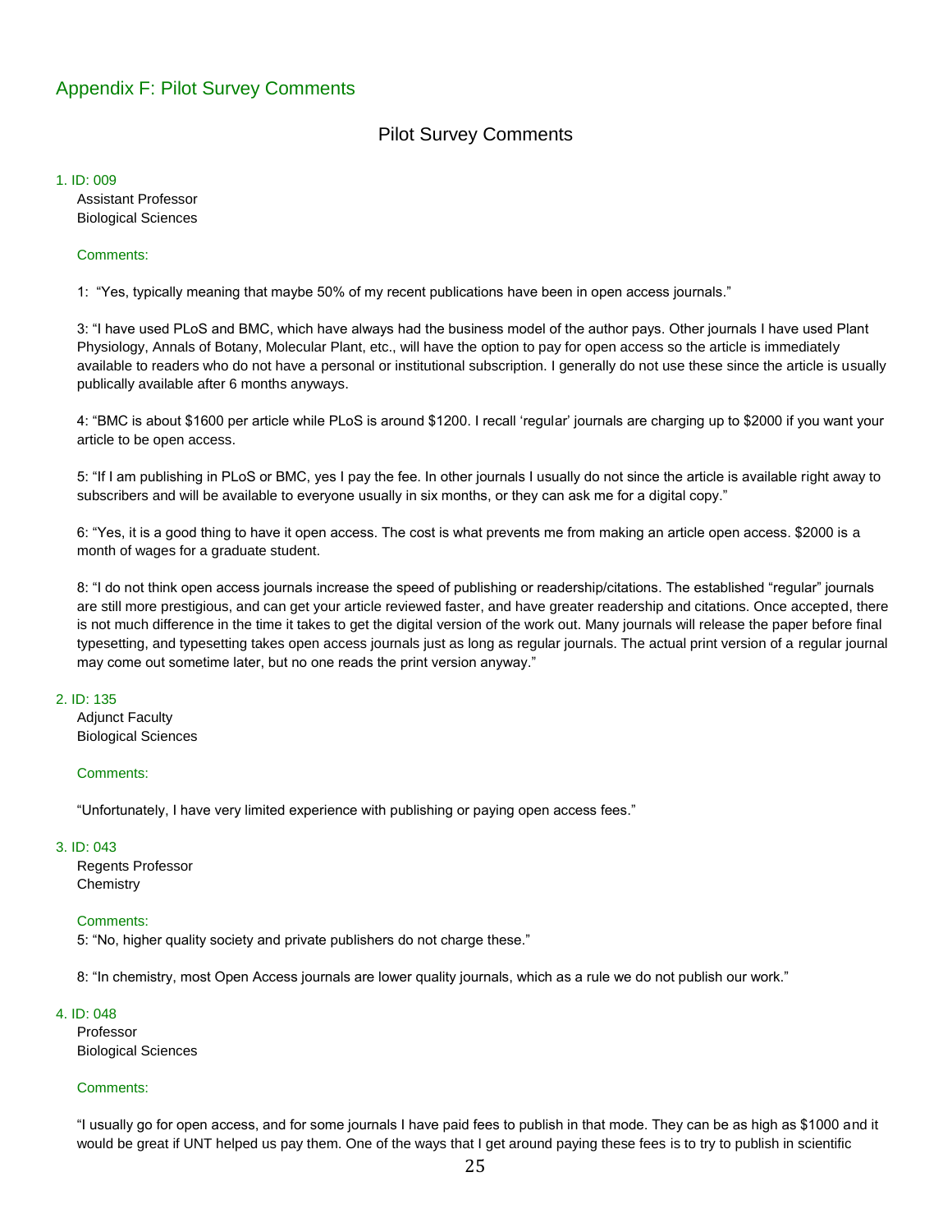## Appendix F: Pilot Survey Comments

### Pilot Survey Comments

1. ID: 009

   Assistant Professor
   Biological Sciences

   Comments:

   1: "Yes, typically meaning that maybe 50% of my recent publications have been in open access journals."

   3: "I have used PLoS and BMC, which have always had the business model of the author pays. Other journals I have used Plant Physiology, Annals of Botany, Molecular Plant, etc., will have the option to pay for open access so the article is immediately available to readers who do not have a personal or institutional subscription. I generally do not use these since the article is usually publically available after 6 months anyways.

   4: "BMC is about $1600 per article while PLoS is around $1200. I recall 'regular' journals are charging up to $2000 if you want your article to be open access.

   5: "If I am publishing in PLoS or BMC, yes I pay the fee. In other journals I usually do not since the article is available right away to subscribers and will be available to everyone usually in six months, or they can ask me for a digital copy."

   6: "Yes, it is a good thing to have it open access. The cost is what prevents me from making an article open access. $2000 is a month of wages for a graduate student.

   8: "I do not think open access journals increase the speed of publishing or readership/citations. The established "regular" journals are still more prestigious, and can get your article reviewed faster, and have greater readership and citations. Once accepted, there is not much difference in the time it takes to get the digital version of the work out. Many journals will release the paper before final typesetting, and typesetting takes open access journals just as long as regular journals. The actual print version of a regular journal may come out sometime later, but no one reads the print version anyway."

2. ID: 135

   Adjunct Faculty
   Biological Sciences

   Comments:

   "Unfortunately, I have very limited experience with publishing or paying open access fees."

3. ID: 043

   Regents Professor
   Chemistry

   Comments:

   5: "No, higher quality society and private publishers do not charge these."

   8: "In chemistry, most Open Access journals are lower quality journals, which as a rule we do not publish our work."

4. ID: 048

   Professor
   Biological Sciences

   Comments:

   "I usually go for open access, and for some journals I have paid fees to publish in that mode. They can be as high as $1000 and it would be great if UNT helped us pay them. One of the ways that I get around paying these fees is to try to publish in scientific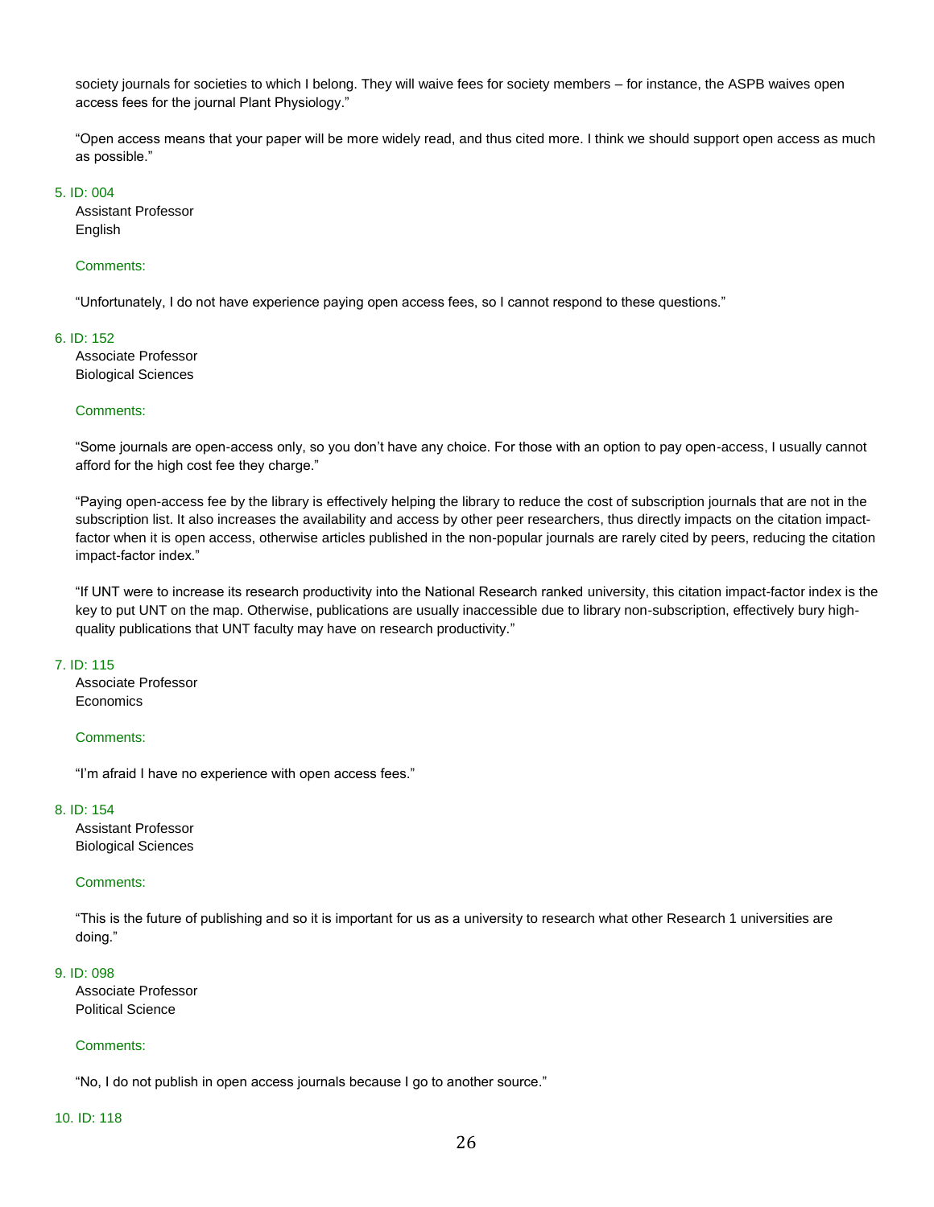society journals for societies to which I belong. They will waive fees for society members – for instance, the ASPB waives open access fees for the journal Plant Physiology."

"Open access means that your paper will be more widely read, and thus cited more. I think we should support open access as much as possible."

5. ID: 004

   Assistant Professor
   English

   Comments:

   "Unfortunately, I do not have experience paying open access fees, so I cannot respond to these questions."

6. ID: 152

   Associate Professor
   Biological Sciences

   Comments:

   "Some journals are open-access only, so you don't have any choice. For those with an option to pay open-access, I usually cannot afford for the high cost fee they charge."

   "Paying open-access fee by the library is effectively helping the library to reduce the cost of subscription journals that are not in the subscription list. It also increases the availability and access by other peer researchers, thus directly impacts on the citation impact-factor when it is open access, otherwise articles published in the non-popular journals are rarely cited by peers, reducing the citation impact-factor index."

   "If UNT were to increase its research productivity into the National Research ranked university, this citation impact-factor index is the key to put UNT on the map. Otherwise, publications are usually inaccessible due to library non-subscription, effectively bury high-quality publications that UNT faculty may have on research productivity."

7. ID: 115

   Associate Professor
   Economics

   Comments:

   "I'm afraid I have no experience with open access fees."

8. ID: 154

   Assistant Professor
   Biological Sciences

   Comments:

   "This is the future of publishing and so it is important for us as a university to research what other Research 1 universities are doing."

9. ID: 098

   Associate Professor
   Political Science

   Comments:

   "No, I do not publish in open access journals because I go to another source."

10. ID: 118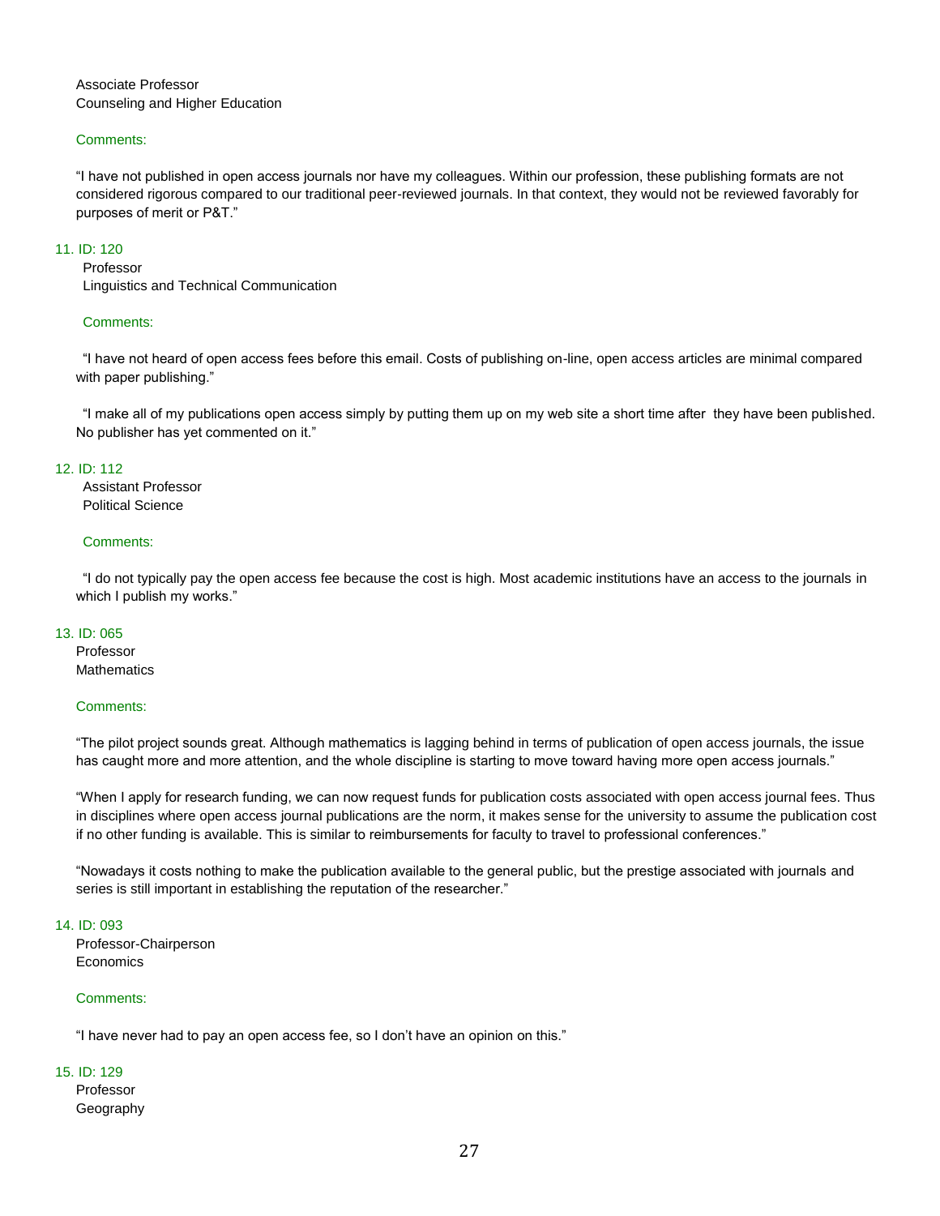Associate Professor
Counseling and Higher Education

Comments:

"I have not published in open access journals nor have my colleagues. Within our profession, these publishing formats are not considered rigorous compared to our traditional peer-reviewed journals. In that context, they would not be reviewed favorably for purposes of merit or P&T."

11. ID: 120
    Professor
    Linguistics and Technical Communication

    Comments:

    "I have not heard of open access fees before this email. Costs of publishing on-line, open access articles are minimal compared with paper publishing."

    "I make all of my publications open access simply by putting them up on my web site a short time after they have been published. No publisher has yet commented on it."

12. ID: 112
    Assistant Professor
    Political Science

    Comments:

    "I do not typically pay the open access fee because the cost is high. Most academic institutions have an access to the journals in which I publish my works."

13. ID: 065
    Professor
    Mathematics

    Comments:

    "The pilot project sounds great. Although mathematics is lagging behind in terms of publication of open access journals, the issue has caught more and more attention, and the whole discipline is starting to move toward having more open access journals."

    "When I apply for research funding, we can now request funds for publication costs associated with open access journal fees. Thus in disciplines where open access journal publications are the norm, it makes sense for the university to assume the publication cost if no other funding is available. This is similar to reimbursements for faculty to travel to professional conferences."

    "Nowadays it costs nothing to make the publication available to the general public, but the prestige associated with journals and series is still important in establishing the reputation of the researcher."

14. ID: 093
    Professor-Chairperson
    Economics

    Comments:

    "I have never had to pay an open access fee, so I don't have an opinion on this."

15. ID: 129
    Professor
    Geography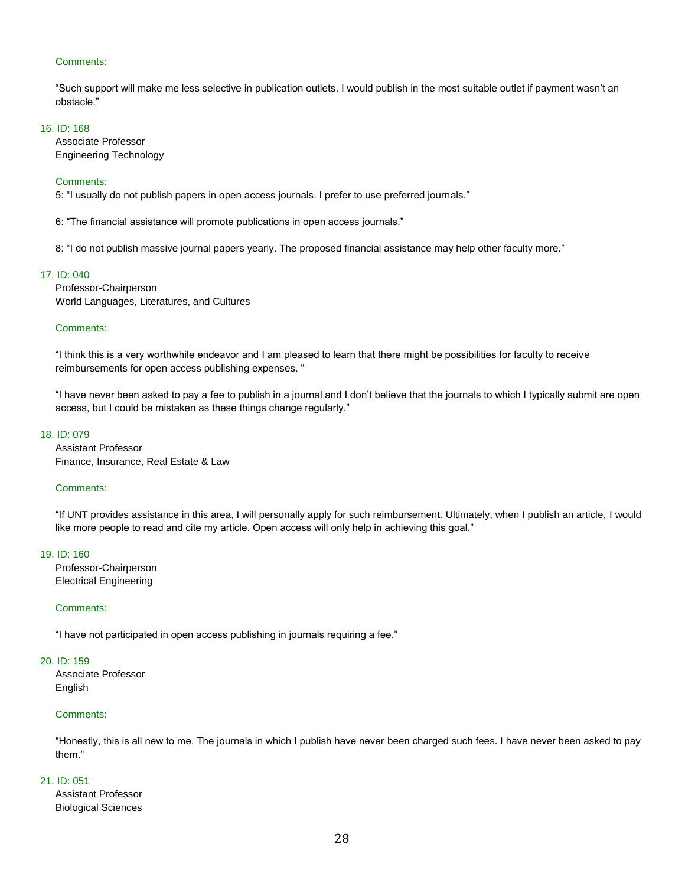Comments:

"Such support will make me less selective in publication outlets. I would publish in the most suitable outlet if payment wasn't an obstacle."

16. ID: 168
    Associate Professor
    Engineering Technology

    Comments:
    5: "I usually do not publish papers in open access journals. I prefer to use preferred journals."

    6: "The financial assistance will promote publications in open access journals."

    8: "I do not publish massive journal papers yearly. The proposed financial assistance may help other faculty more."

17. ID: 040
    Professor-Chairperson
    World Languages, Literatures, and Cultures

    Comments:

    "I think this is a very worthwhile endeavor and I am pleased to learn that there might be possibilities for faculty to receive reimbursements for open access publishing expenses. "

    "I have never been asked to pay a fee to publish in a journal and I don't believe that the journals to which I typically submit are open access, but I could be mistaken as these things change regularly."

18. ID: 079
    Assistant Professor
    Finance, Insurance, Real Estate & Law

    Comments:

    "If UNT provides assistance in this area, I will personally apply for such reimbursement. Ultimately, when I publish an article, I would like more people to read and cite my article. Open access will only help in achieving this goal."

19. ID: 160
    Professor-Chairperson
    Electrical Engineering

    Comments:

    "I have not participated in open access publishing in journals requiring a fee."

20. ID: 159
    Associate Professor
    English

    Comments:

    "Honestly, this is all new to me. The journals in which I publish have never been charged such fees. I have never been asked to pay them."

21. ID: 051
    Assistant Professor
    Biological Sciences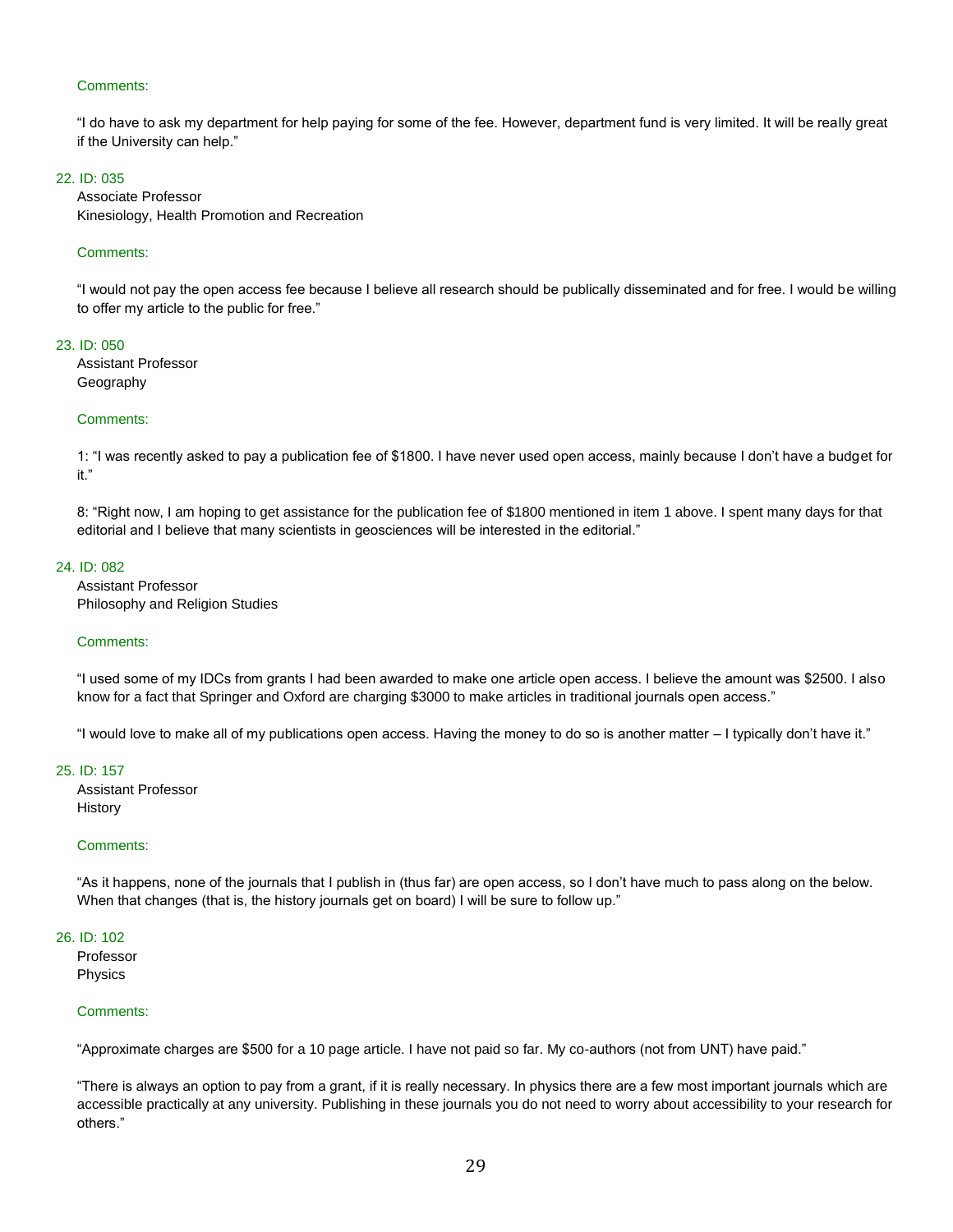Comments:

"I do have to ask my department for help paying for some of the fee. However, department fund is very limited. It will be really great if the University can help."

22. ID: 035
    Associate Professor
    Kinesiology, Health Promotion and Recreation

    Comments:

    "I would not pay the open access fee because I believe all research should be publically disseminated and for free. I would be willing to offer my article to the public for free."

23. ID: 050
    Assistant Professor
    Geography

    Comments:

    1: "I was recently asked to pay a publication fee of $1800. I have never used open access, mainly because I don't have a budget for it."

    8: "Right now, I am hoping to get assistance for the publication fee of $1800 mentioned in item 1 above. I spent many days for that editorial and I believe that many scientists in geosciences will be interested in the editorial."

24. ID: 082
    Assistant Professor
    Philosophy and Religion Studies

    Comments:

    "I used some of my IDCs from grants I had been awarded to make one article open access. I believe the amount was $2500. I also know for a fact that Springer and Oxford are charging $3000 to make articles in traditional journals open access."

    "I would love to make all of my publications open access. Having the money to do so is another matter – I typically don't have it."

25. ID: 157
    Assistant Professor
    History

    Comments:

    "As it happens, none of the journals that I publish in (thus far) are open access, so I don't have much to pass along on the below. When that changes (that is, the history journals get on board) I will be sure to follow up."

26. ID: 102
    Professor
    Physics

    Comments:

    "Approximate charges are $500 for a 10 page article. I have not paid so far. My co-authors (not from UNT) have paid."

    "There is always an option to pay from a grant, if it is really necessary. In physics there are a few most important journals which are accessible practically at any university. Publishing in these journals you do not need to worry about accessibility to your research for others."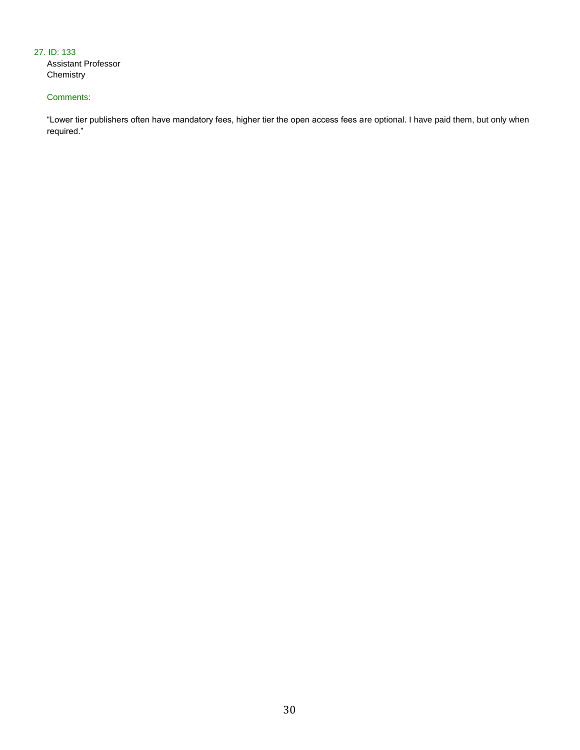27. ID: 133

Assistant Professor
Chemistry

Comments:

"Lower tier publishers often have mandatory fees, higher tier the open access fees are optional. I have paid them, but only when required."